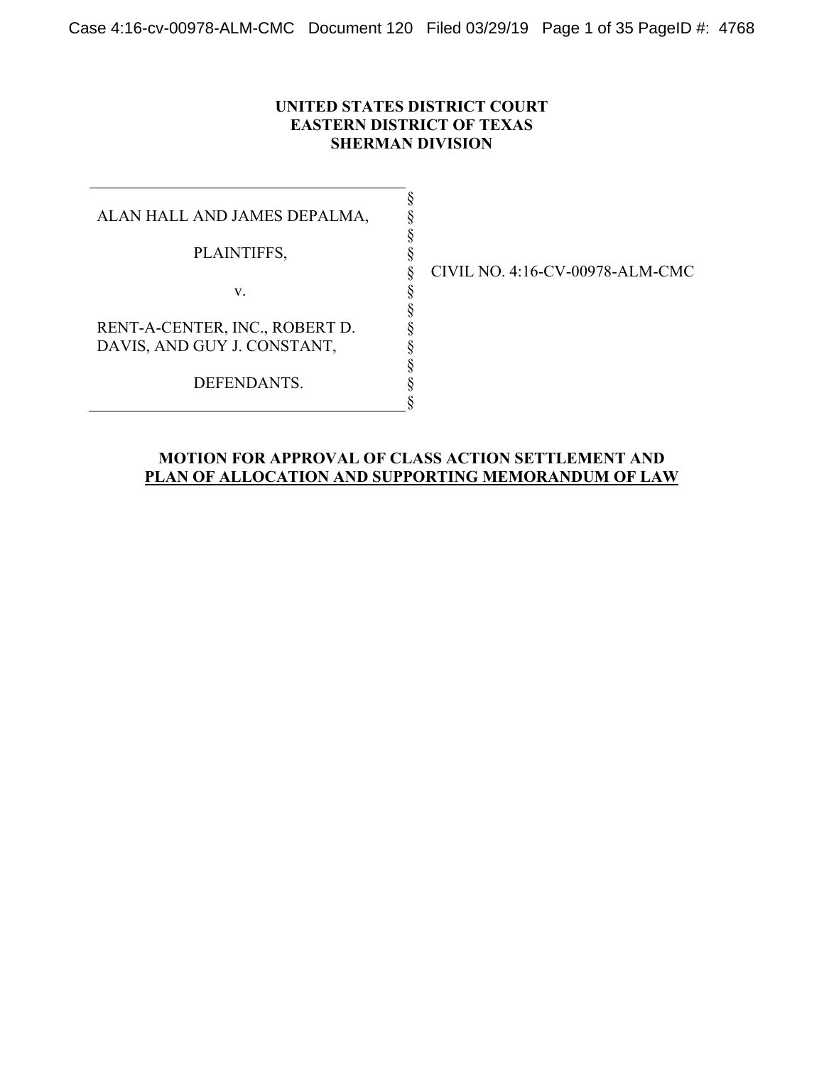**UNITED STATES DISTRICT COURT**
**EASTERN DISTRICT OF TEXAS**
**SHERMAN DIVISION**

| | | |
|---|---|---|
| ALAN HALL AND JAMES DEPALMA, | § | |
| PLAINTIFFS, | § | CIVIL NO. 4:16-CV-00978-ALM-CMC |
| v. | § | |
| RENT-A-CENTER, INC., ROBERT D. DAVIS, AND GUY J. CONSTANT, | § | |
| DEFENDANTS. | § | |

**MOTION FOR APPROVAL OF CLASS ACTION SETTLEMENT AND PLAN OF ALLOCATION AND SUPPORTING MEMORANDUM OF LAW**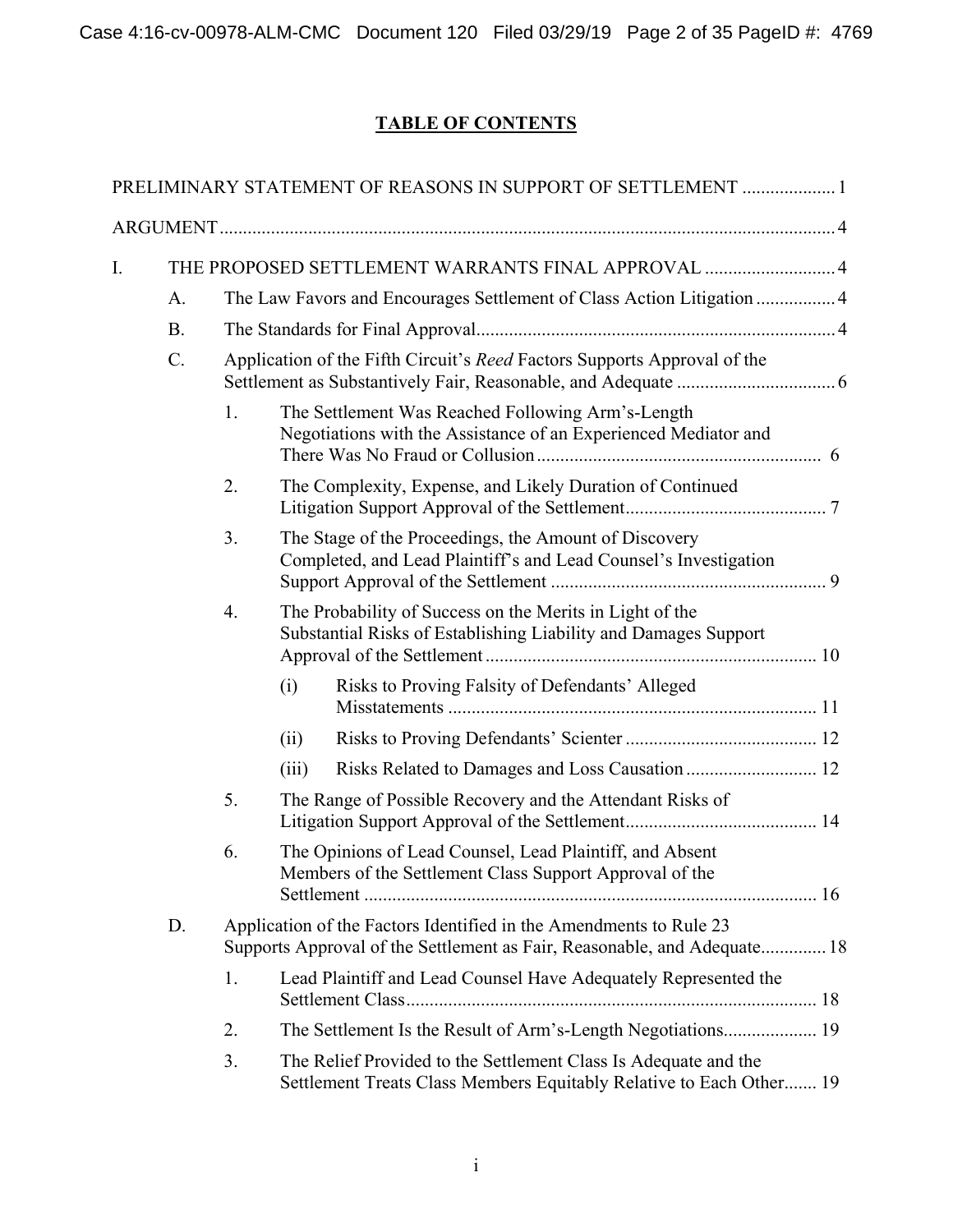# TABLE OF CONTENTS

PRELIMINARY STATEMENT OF REASONS IN SUPPORT OF SETTLEMENT .................... 1

ARGUMENT .................................................................................................................. 4

I. THE PROPOSED SETTLEMENT WARRANTS FINAL APPROVAL ............................ 4

- A. The Law Favors and Encourages Settlement of Class Action Litigation ................. 4
- B. The Standards for Final Approval ............................................................................ 4
- C. Application of the Fifth Circuit's *Reed* Factors Supports Approval of the Settlement as Substantively Fair, Reasonable, and Adequate .................................. 6
  1. The Settlement Was Reached Following Arm's-Length Negotiations with the Assistance of an Experienced Mediator and There Was No Fraud or Collusion ............................................................. 6
  2. The Complexity, Expense, and Likely Duration of Continued Litigation Support Approval of the Settlement ........................................... 7
  3. The Stage of the Proceedings, the Amount of Discovery Completed, and Lead Plaintiff's and Lead Counsel's Investigation Support Approval of the Settlement ........................................................... 9
  4. The Probability of Success on the Merits in Light of the Substantial Risks of Establishing Liability and Damages Support Approval of the Settlement ...................................................................... 10
     - (i) Risks to Proving Falsity of Defendants' Alleged Misstatements .............................................................................. 11
     - (ii) Risks to Proving Defendants' Scienter ......................................... 12
     - (iii) Risks Related to Damages and Loss Causation ............................ 12
  5. The Range of Possible Recovery and the Attendant Risks of Litigation Support Approval of the Settlement ......................................... 14
  6. The Opinions of Lead Counsel, Lead Plaintiff, and Absent Members of the Settlement Class Support Approval of the Settlement ................................................................................................ 16
- D. Application of the Factors Identified in the Amendments to Rule 23 Supports Approval of the Settlement as Fair, Reasonable, and Adequate .............. 18
  1. Lead Plaintiff and Lead Counsel Have Adequately Represented the Settlement Class ........................................................................................ 18
  2. The Settlement Is the Result of Arm's-Length Negotiations .................... 19
  3. The Relief Provided to the Settlement Class Is Adequate and the Settlement Treats Class Members Equitably Relative to Each Other ....... 19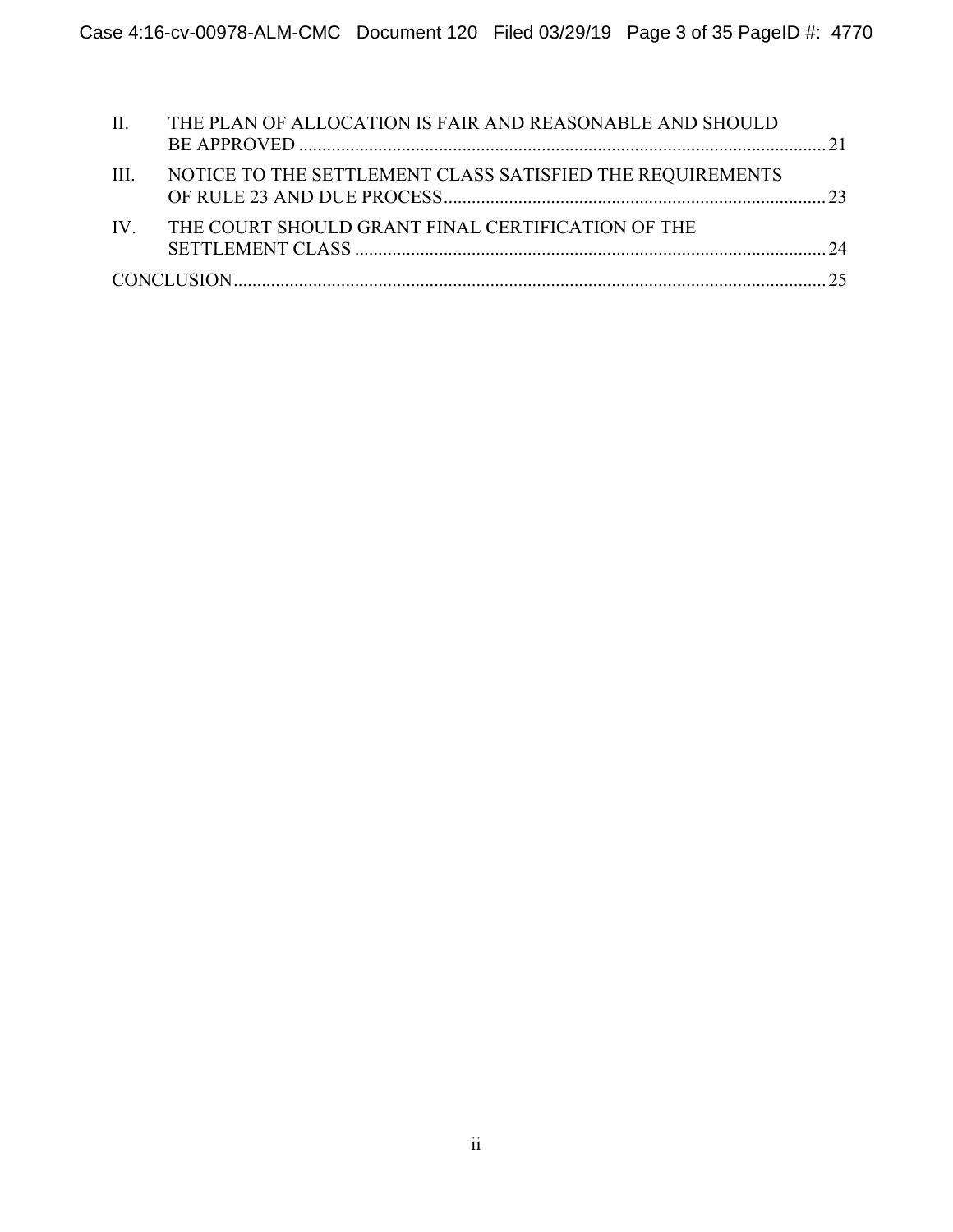| | | |
|---|---|---|
| II. | THE PLAN OF ALLOCATION IS FAIR AND REASONABLE AND SHOULD BE APPROVED | 21 |
| III. | NOTICE TO THE SETTLEMENT CLASS SATISFIED THE REQUIREMENTS OF RULE 23 AND DUE PROCESS | 23 |
| IV. | THE COURT SHOULD GRANT FINAL CERTIFICATION OF THE SETTLEMENT CLASS | 24 |
| CONCLUSION | | 25 |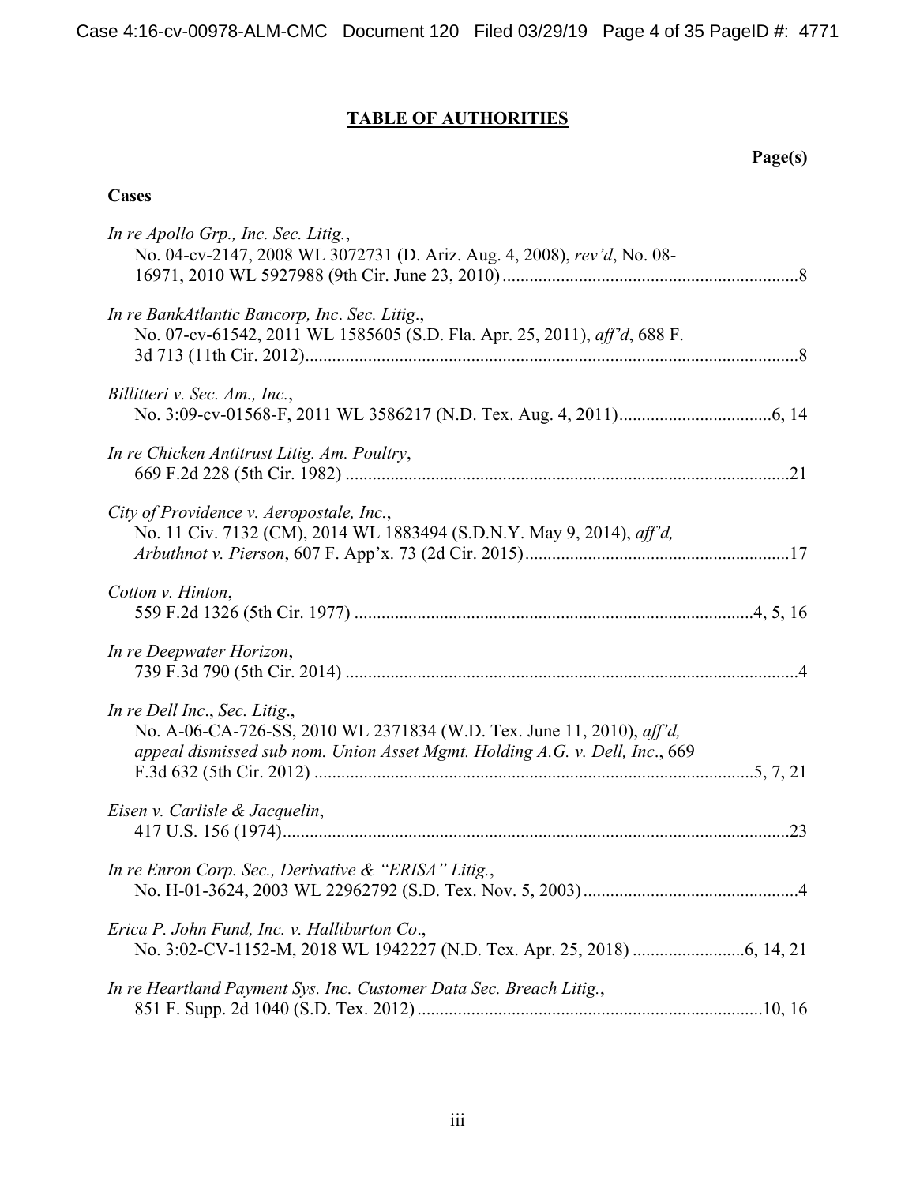## **TABLE OF AUTHORITIES**

**Page(s)**

**Cases**

*In re Apollo Grp., Inc. Sec. Litig.*,
No. 04-cv-2147, 2008 WL 3072731 (D. Ariz. Aug. 4, 2008), *rev'd*, No. 08-16971, 2010 WL 5927988 (9th Cir. June 23, 2010) .......... 8

*In re BankAtlantic Bancorp, Inc. Sec. Litig.*,
No. 07-cv-61542, 2011 WL 1585605 (S.D. Fla. Apr. 25, 2011), *aff'd*, 688 F. 3d 713 (11th Cir. 2012) .......... 8

*Billitteri v. Sec. Am., Inc.*,
No. 3:09-cv-01568-F, 2011 WL 3586217 (N.D. Tex. Aug. 4, 2011) .......... 6, 14

*In re Chicken Antitrust Litig. Am. Poultry*,
669 F.2d 228 (5th Cir. 1982) .......... 21

*City of Providence v. Aeropostale, Inc.*,
No. 11 Civ. 7132 (CM), 2014 WL 1883494 (S.D.N.Y. May 9, 2014), *aff'd, Arbuthnot v. Pierson*, 607 F. App'x. 73 (2d Cir. 2015) .......... 17

*Cotton v. Hinton*,
559 F.2d 1326 (5th Cir. 1977) .......... 4, 5, 16

*In re Deepwater Horizon*,
739 F.3d 790 (5th Cir. 2014) .......... 4

*In re Dell Inc., Sec. Litig.*,
No. A-06-CA-726-SS, 2010 WL 2371834 (W.D. Tex. June 11, 2010), *aff'd, appeal dismissed sub nom. Union Asset Mgmt. Holding A.G. v. Dell, Inc.*, 669 F.3d 632 (5th Cir. 2012) .......... 5, 7, 21

*Eisen v. Carlisle & Jacquelin*,
417 U.S. 156 (1974) .......... 23

*In re Enron Corp. Sec., Derivative & "ERISA" Litig.*,
No. H-01-3624, 2003 WL 22962792 (S.D. Tex. Nov. 5, 2003) .......... 4

*Erica P. John Fund, Inc. v. Halliburton Co.*,
No. 3:02-CV-1152-M, 2018 WL 1942227 (N.D. Tex. Apr. 25, 2018) .......... 6, 14, 21

*In re Heartland Payment Sys. Inc. Customer Data Sec. Breach Litig.*,
851 F. Supp. 2d 1040 (S.D. Tex. 2012) .......... 10, 16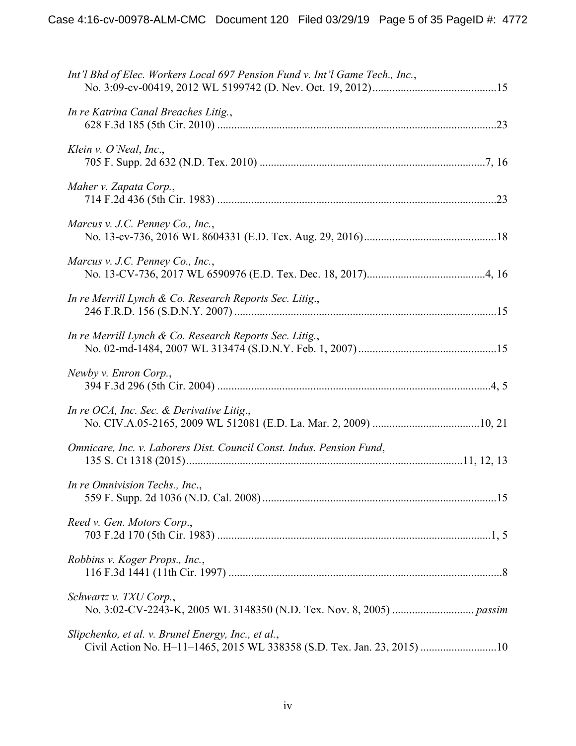*Int'l Bhd of Elec. Workers Local 697 Pension Fund v. Int'l Game Tech., Inc.*,
No. 3:09-cv-00419, 2012 WL 5199742 (D. Nev. Oct. 19, 2012)............................................15

*In re Katrina Canal Breaches Litig.*,
628 F.3d 185 (5th Cir. 2010) ..................................................................................................23

*Klein v. O'Neal, Inc*.,
705 F. Supp. 2d 632 (N.D. Tex. 2010) ...............................................................................7, 16

*Maher v. Zapata Corp.*,
714 F.2d 436 (5th Cir. 1983) ..................................................................................................23

*Marcus v. J.C. Penney Co., Inc.*,
No. 13-cv-736, 2016 WL 8604331 (E.D. Tex. Aug. 29, 2016)...............................................18

*Marcus v. J.C. Penney Co., Inc.*,
No. 13-CV-736, 2017 WL 6590976 (E.D. Tex. Dec. 18, 2017)..........................................4, 16

*In re Merrill Lynch & Co. Research Reports Sec. Litig*.,
246 F.R.D. 156 (S.D.N.Y. 2007) ............................................................................................15

*In re Merrill Lynch & Co. Research Reports Sec. Litig.*,
No. 02-md-1484, 2007 WL 313474 (S.D.N.Y. Feb. 1, 2007) .................................................15

*Newby v. Enron Corp.*,
394 F.3d 296 (5th Cir. 2004) ................................................................................................4, 5

*In re OCA, Inc. Sec. & Derivative Litig*.,
No. CIV.A.05-2165, 2009 WL 512081 (E.D. La. Mar. 2, 2009) ......................................10, 21

*Omnicare, Inc. v. Laborers Dist. Council Const. Indus. Pension Fund*,
135 S. Ct 1318 (2015)..................................................................................................11, 12, 13

*In re Omnivision Techs., Inc*.,
559 F. Supp. 2d 1036 (N.D. Cal. 2008) ..................................................................................15

*Reed v. Gen. Motors Corp*.,
703 F.2d 170 (5th Cir. 1983) ................................................................................................1, 5

*Robbins v. Koger Props., Inc.*,
116 F.3d 1441 (11th Cir. 1997) ................................................................................................8

*Schwartz v. TXU Corp.*,
No. 3:02-CV-2243-K, 2005 WL 3148350 (N.D. Tex. Nov. 8, 2005) ............................ *passim*

*Slipchenko, et al. v. Brunel Energy, Inc., et al.*,
Civil Action No. H–11–1465, 2015 WL 338358 (S.D. Tex. Jan. 23, 2015) ...........................10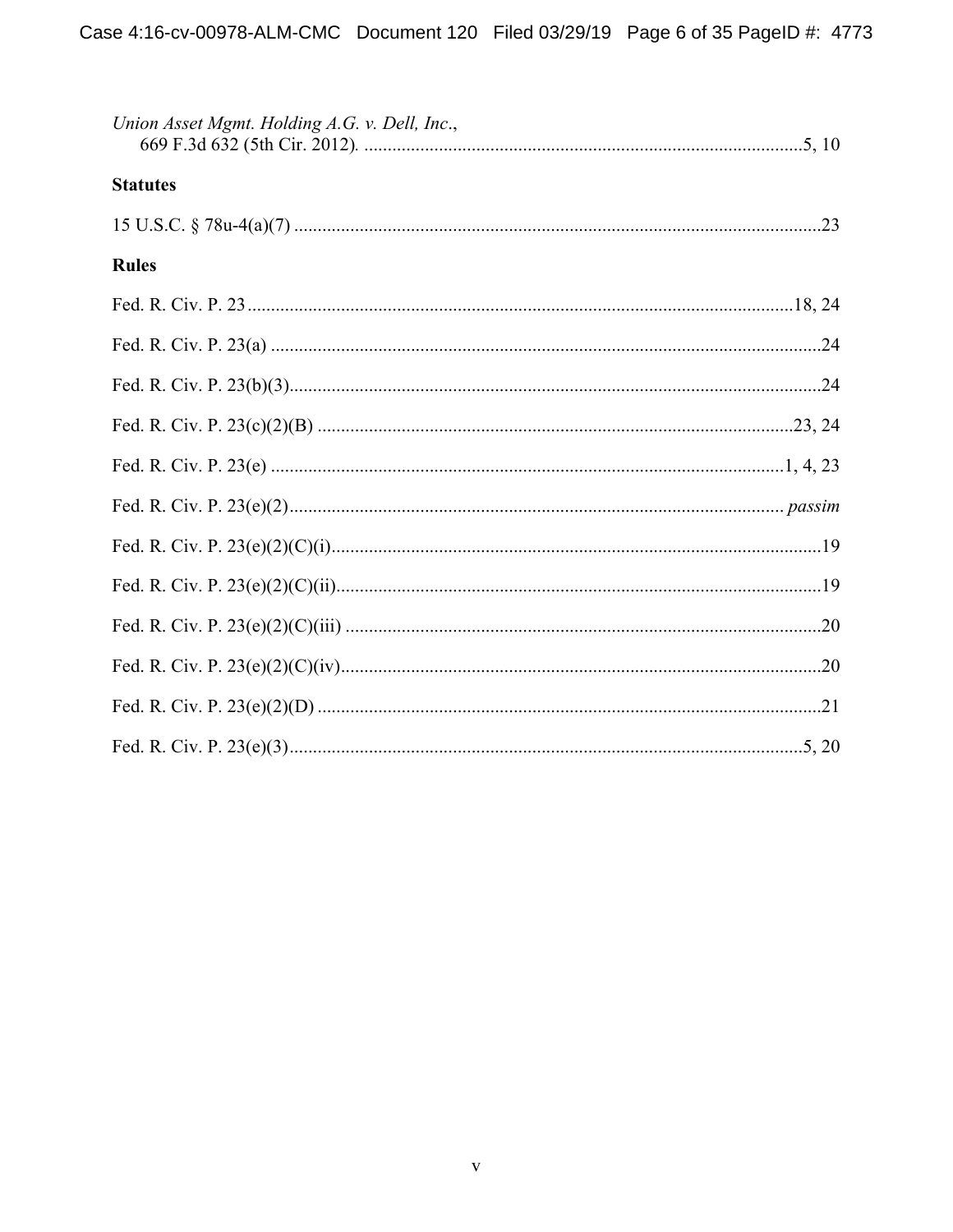*Union Asset Mgmt. Holding A.G. v. Dell, Inc.*,
669 F.3d 632 (5th Cir. 2012). .....5, 10

**Statutes**

15 U.S.C. § 78u-4(a)(7) .....23

**Rules**

Fed. R. Civ. P. 23.....18, 24

Fed. R. Civ. P. 23(a) .....24

Fed. R. Civ. P. 23(b)(3).....24

Fed. R. Civ. P. 23(c)(2)(B) .....23, 24

Fed. R. Civ. P. 23(e) .....1, 4, 23

Fed. R. Civ. P. 23(e)(2)..... *passim*

Fed. R. Civ. P. 23(e)(2)(C)(i).....19

Fed. R. Civ. P. 23(e)(2)(C)(ii).....19

Fed. R. Civ. P. 23(e)(2)(C)(iii) .....20

Fed. R. Civ. P. 23(e)(2)(C)(iv).....20

Fed. R. Civ. P. 23(e)(2)(D) .....21

Fed. R. Civ. P. 23(e)(3).....5, 20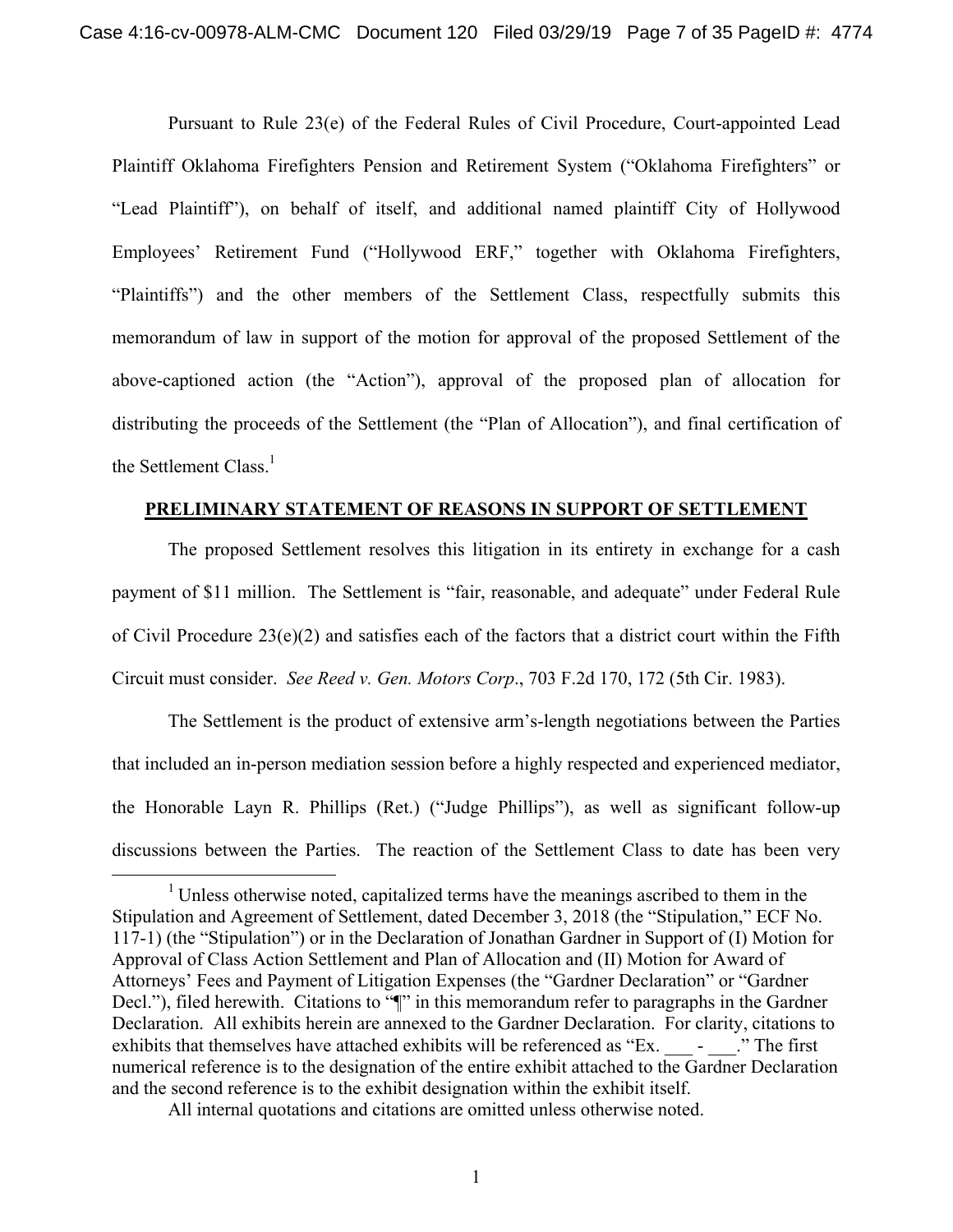Pursuant to Rule 23(e) of the Federal Rules of Civil Procedure, Court-appointed Lead Plaintiff Oklahoma Firefighters Pension and Retirement System ("Oklahoma Firefighters" or "Lead Plaintiff"), on behalf of itself, and additional named plaintiff City of Hollywood Employees' Retirement Fund ("Hollywood ERF," together with Oklahoma Firefighters, "Plaintiffs") and the other members of the Settlement Class, respectfully submits this memorandum of law in support of the motion for approval of the proposed Settlement of the above-captioned action (the "Action"), approval of the proposed plan of allocation for distributing the proceeds of the Settlement (the "Plan of Allocation"), and final certification of the Settlement Class.[1]

## PRELIMINARY STATEMENT OF REASONS IN SUPPORT OF SETTLEMENT

The proposed Settlement resolves this litigation in its entirety in exchange for a cash payment of $11 million. The Settlement is "fair, reasonable, and adequate" under Federal Rule of Civil Procedure 23(e)(2) and satisfies each of the factors that a district court within the Fifth Circuit must consider. *See Reed v. Gen. Motors Corp*., 703 F.2d 170, 172 (5th Cir. 1983).

The Settlement is the product of extensive arm's-length negotiations between the Parties that included an in-person mediation session before a highly respected and experienced mediator, the Honorable Layn R. Phillips (Ret.) ("Judge Phillips"), as well as significant follow-up discussions between the Parties. The reaction of the Settlement Class to date has been very

[1] Unless otherwise noted, capitalized terms have the meanings ascribed to them in the Stipulation and Agreement of Settlement, dated December 3, 2018 (the "Stipulation," ECF No. 117-1) (the "Stipulation") or in the Declaration of Jonathan Gardner in Support of (I) Motion for Approval of Class Action Settlement and Plan of Allocation and (II) Motion for Award of Attorneys' Fees and Payment of Litigation Expenses (the "Gardner Declaration" or "Gardner Decl."), filed herewith. Citations to "¶" in this memorandum refer to paragraphs in the Gardner Declaration. All exhibits herein are annexed to the Gardner Declaration. For clarity, citations to exhibits that themselves have attached exhibits will be referenced as "Ex. ___ - ___." The first numerical reference is to the designation of the entire exhibit attached to the Gardner Declaration and the second reference is to the exhibit designation within the exhibit itself.

All internal quotations and citations are omitted unless otherwise noted.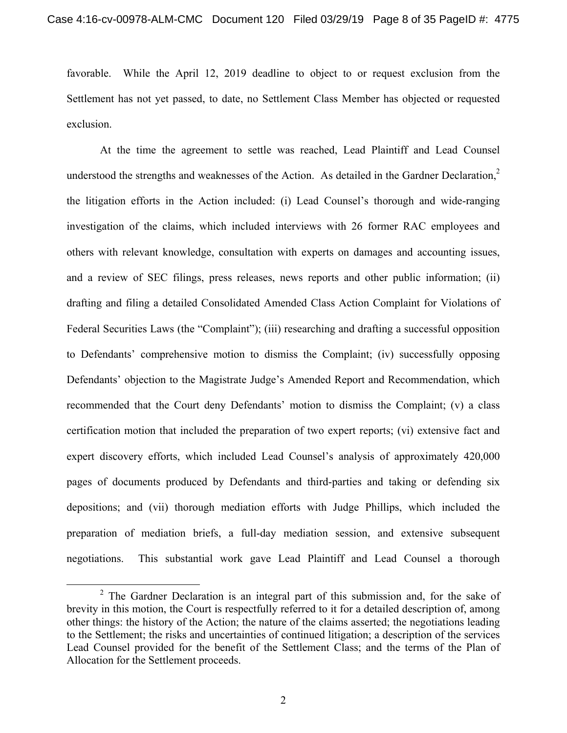favorable. While the April 12, 2019 deadline to object to or request exclusion from the Settlement has not yet passed, to date, no Settlement Class Member has objected or requested exclusion.

At the time the agreement to settle was reached, Lead Plaintiff and Lead Counsel understood the strengths and weaknesses of the Action. As detailed in the Gardner Declaration,[2] the litigation efforts in the Action included: (i) Lead Counsel's thorough and wide-ranging investigation of the claims, which included interviews with 26 former RAC employees and others with relevant knowledge, consultation with experts on damages and accounting issues, and a review of SEC filings, press releases, news reports and other public information; (ii) drafting and filing a detailed Consolidated Amended Class Action Complaint for Violations of Federal Securities Laws (the "Complaint"); (iii) researching and drafting a successful opposition to Defendants' comprehensive motion to dismiss the Complaint; (iv) successfully opposing Defendants' objection to the Magistrate Judge's Amended Report and Recommendation, which recommended that the Court deny Defendants' motion to dismiss the Complaint; (v) a class certification motion that included the preparation of two expert reports; (vi) extensive fact and expert discovery efforts, which included Lead Counsel's analysis of approximately 420,000 pages of documents produced by Defendants and third-parties and taking or defending six depositions; and (vii) thorough mediation efforts with Judge Phillips, which included the preparation of mediation briefs, a full-day mediation session, and extensive subsequent negotiations. This substantial work gave Lead Plaintiff and Lead Counsel a thorough

[2] The Gardner Declaration is an integral part of this submission and, for the sake of brevity in this motion, the Court is respectfully referred to it for a detailed description of, among other things: the history of the Action; the nature of the claims asserted; the negotiations leading to the Settlement; the risks and uncertainties of continued litigation; a description of the services Lead Counsel provided for the benefit of the Settlement Class; and the terms of the Plan of Allocation for the Settlement proceeds.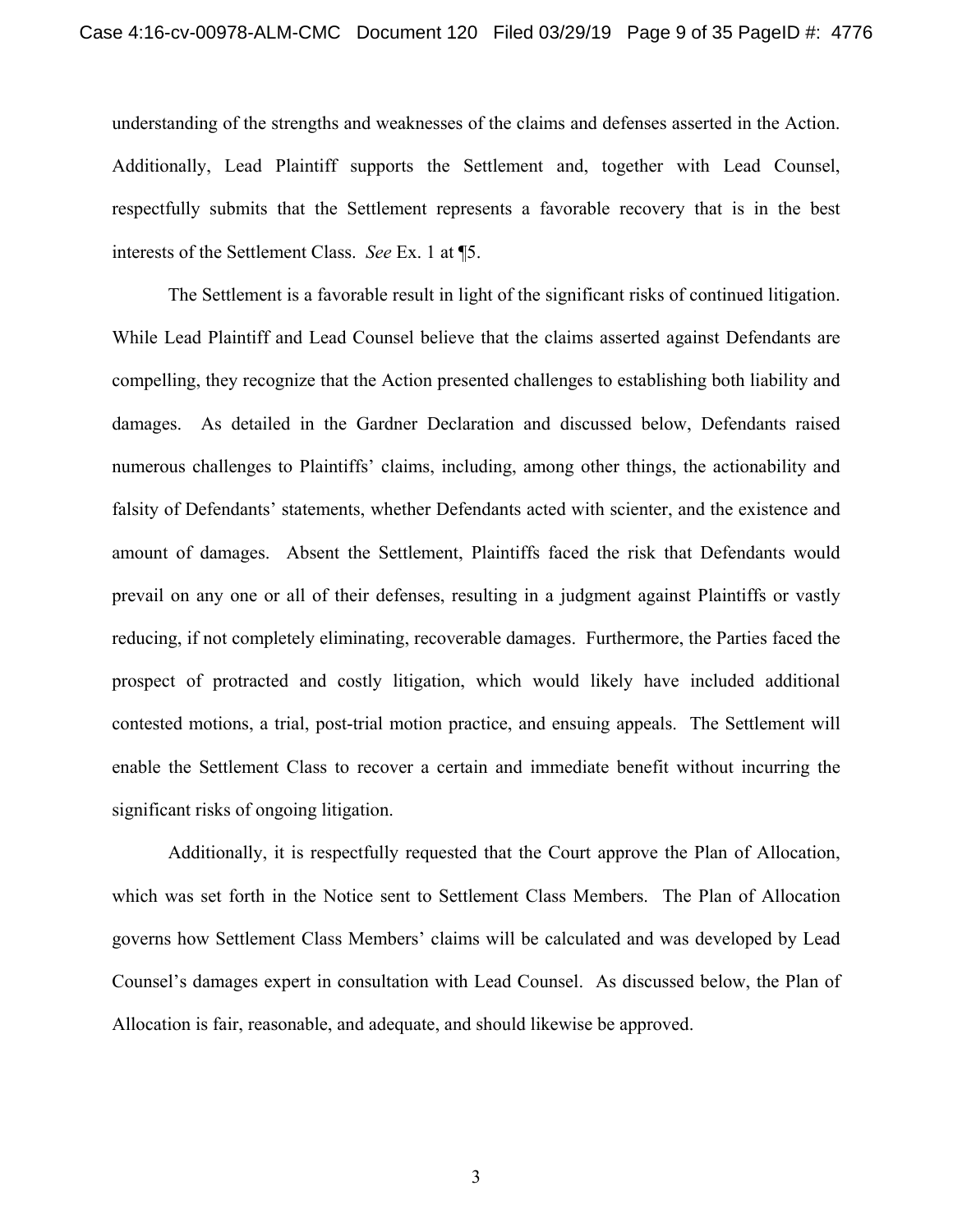understanding of the strengths and weaknesses of the claims and defenses asserted in the Action. Additionally, Lead Plaintiff supports the Settlement and, together with Lead Counsel, respectfully submits that the Settlement represents a favorable recovery that is in the best interests of the Settlement Class. *See* Ex. 1 at ¶5.

The Settlement is a favorable result in light of the significant risks of continued litigation. While Lead Plaintiff and Lead Counsel believe that the claims asserted against Defendants are compelling, they recognize that the Action presented challenges to establishing both liability and damages. As detailed in the Gardner Declaration and discussed below, Defendants raised numerous challenges to Plaintiffs' claims, including, among other things, the actionability and falsity of Defendants' statements, whether Defendants acted with scienter, and the existence and amount of damages. Absent the Settlement, Plaintiffs faced the risk that Defendants would prevail on any one or all of their defenses, resulting in a judgment against Plaintiffs or vastly reducing, if not completely eliminating, recoverable damages. Furthermore, the Parties faced the prospect of protracted and costly litigation, which would likely have included additional contested motions, a trial, post-trial motion practice, and ensuing appeals. The Settlement will enable the Settlement Class to recover a certain and immediate benefit without incurring the significant risks of ongoing litigation.

Additionally, it is respectfully requested that the Court approve the Plan of Allocation, which was set forth in the Notice sent to Settlement Class Members. The Plan of Allocation governs how Settlement Class Members' claims will be calculated and was developed by Lead Counsel's damages expert in consultation with Lead Counsel. As discussed below, the Plan of Allocation is fair, reasonable, and adequate, and should likewise be approved.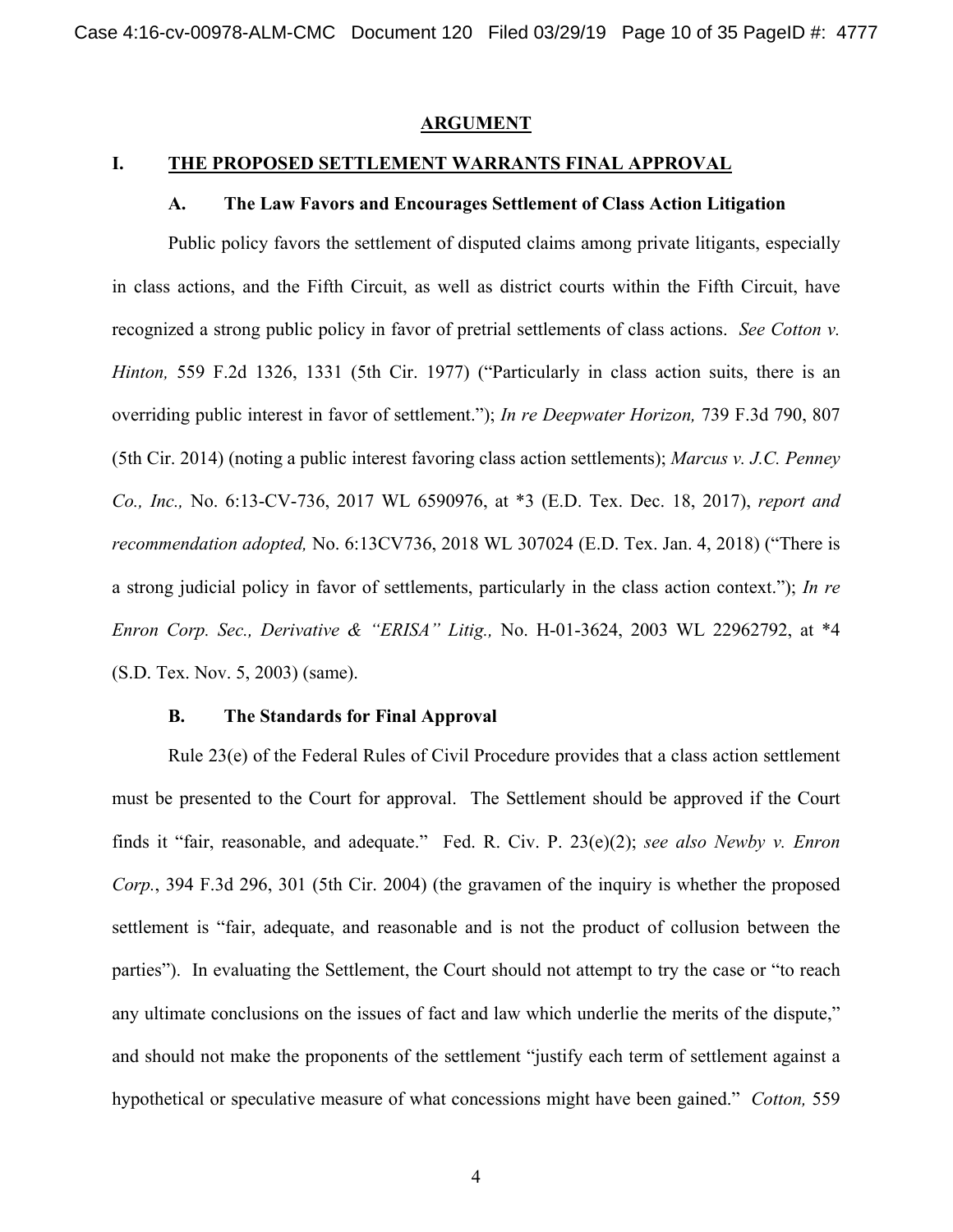## ARGUMENT

### I. THE PROPOSED SETTLEMENT WARRANTS FINAL APPROVAL

#### A. The Law Favors and Encourages Settlement of Class Action Litigation

Public policy favors the settlement of disputed claims among private litigants, especially in class actions, and the Fifth Circuit, as well as district courts within the Fifth Circuit, have recognized a strong public policy in favor of pretrial settlements of class actions. *See Cotton v. Hinton,* 559 F.2d 1326, 1331 (5th Cir. 1977) ("Particularly in class action suits, there is an overriding public interest in favor of settlement."); *In re Deepwater Horizon,* 739 F.3d 790, 807 (5th Cir. 2014) (noting a public interest favoring class action settlements); *Marcus v. J.C. Penney Co., Inc.,* No. 6:13-CV-736, 2017 WL 6590976, at *3 (E.D. Tex. Dec. 18, 2017), *report and recommendation adopted,* No. 6:13CV736, 2018 WL 307024 (E.D. Tex. Jan. 4, 2018) ("There is a strong judicial policy in favor of settlements, particularly in the class action context."); *In re Enron Corp. Sec., Derivative & "ERISA" Litig.,* No. H-01-3624, 2003 WL 22962792, at *4 (S.D. Tex. Nov. 5, 2003) (same).

#### B. The Standards for Final Approval

Rule 23(e) of the Federal Rules of Civil Procedure provides that a class action settlement must be presented to the Court for approval. The Settlement should be approved if the Court finds it "fair, reasonable, and adequate." Fed. R. Civ. P. 23(e)(2); *see also Newby v. Enron Corp.*, 394 F.3d 296, 301 (5th Cir. 2004) (the gravamen of the inquiry is whether the proposed settlement is "fair, adequate, and reasonable and is not the product of collusion between the parties"). In evaluating the Settlement, the Court should not attempt to try the case or "to reach any ultimate conclusions on the issues of fact and law which underlie the merits of the dispute," and should not make the proponents of the settlement "justify each term of settlement against a hypothetical or speculative measure of what concessions might have been gained." *Cotton,* 559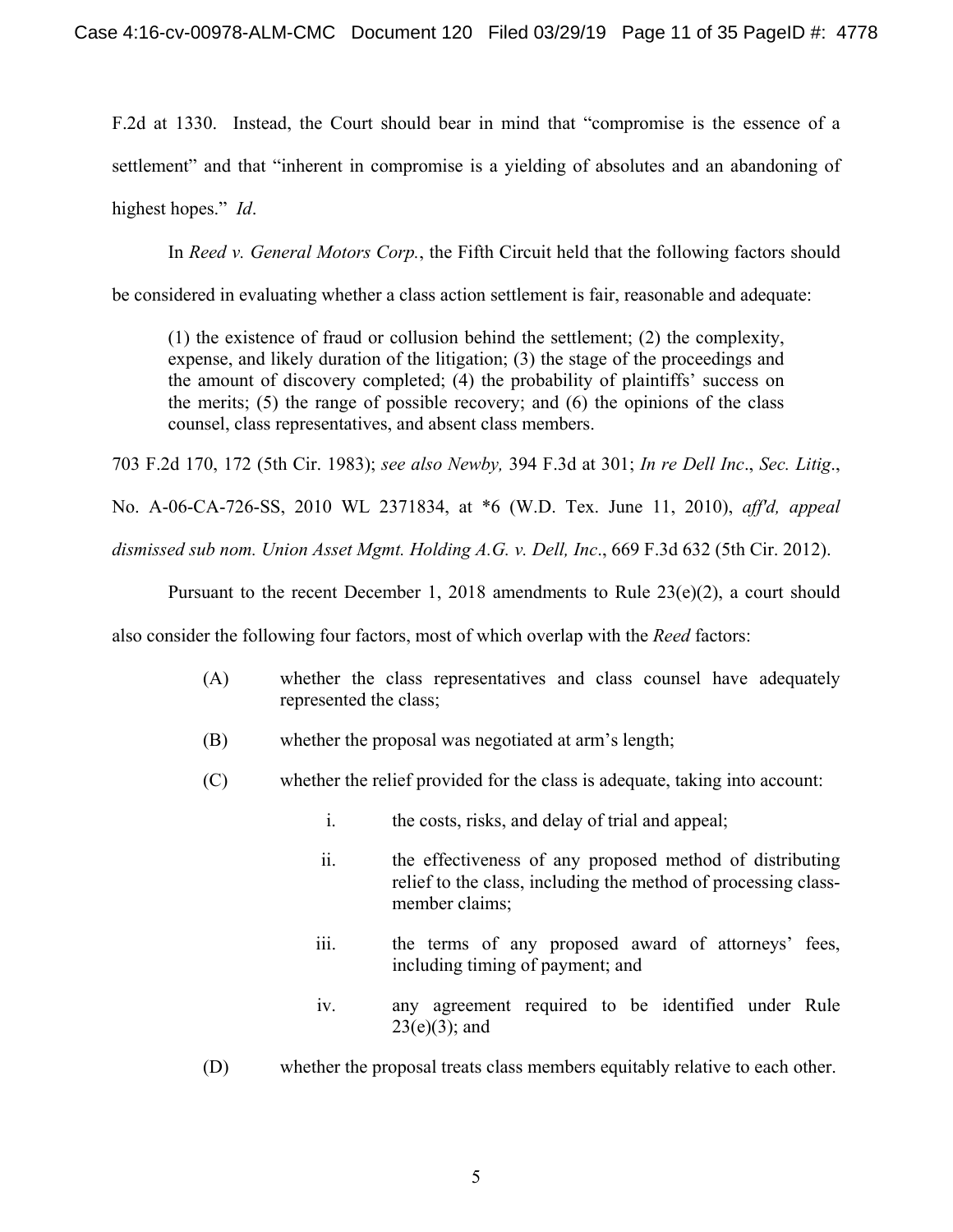F.2d at 1330. Instead, the Court should bear in mind that "compromise is the essence of a settlement" and that "inherent in compromise is a yielding of absolutes and an abandoning of highest hopes." *Id*.

In *Reed v. General Motors Corp.*, the Fifth Circuit held that the following factors should be considered in evaluating whether a class action settlement is fair, reasonable and adequate:

> (1) the existence of fraud or collusion behind the settlement; (2) the complexity, expense, and likely duration of the litigation; (3) the stage of the proceedings and the amount of discovery completed; (4) the probability of plaintiffs' success on the merits; (5) the range of possible recovery; and (6) the opinions of the class counsel, class representatives, and absent class members.

703 F.2d 170, 172 (5th Cir. 1983); *see also Newby,* 394 F.3d at 301; *In re Dell Inc*., *Sec. Litig*., No. A-06-CA-726-SS, 2010 WL 2371834, at *6 (W.D. Tex. June 11, 2010), *aff'd, appeal dismissed sub nom. Union Asset Mgmt. Holding A.G. v. Dell, Inc*., 669 F.3d 632 (5th Cir. 2012).

Pursuant to the recent December 1, 2018 amendments to Rule 23(e)(2), a court should also consider the following four factors, most of which overlap with the *Reed* factors:

> (A) whether the class representatives and class counsel have adequately represented the class;
>
> (B) whether the proposal was negotiated at arm's length;
>
> (C) whether the relief provided for the class is adequate, taking into account:
>
> > i. the costs, risks, and delay of trial and appeal;
> >
> > ii. the effectiveness of any proposed method of distributing relief to the class, including the method of processing class-member claims;
> >
> > iii. the terms of any proposed award of attorneys' fees, including timing of payment; and
> >
> > iv. any agreement required to be identified under Rule 23(e)(3); and
>
> (D) whether the proposal treats class members equitably relative to each other.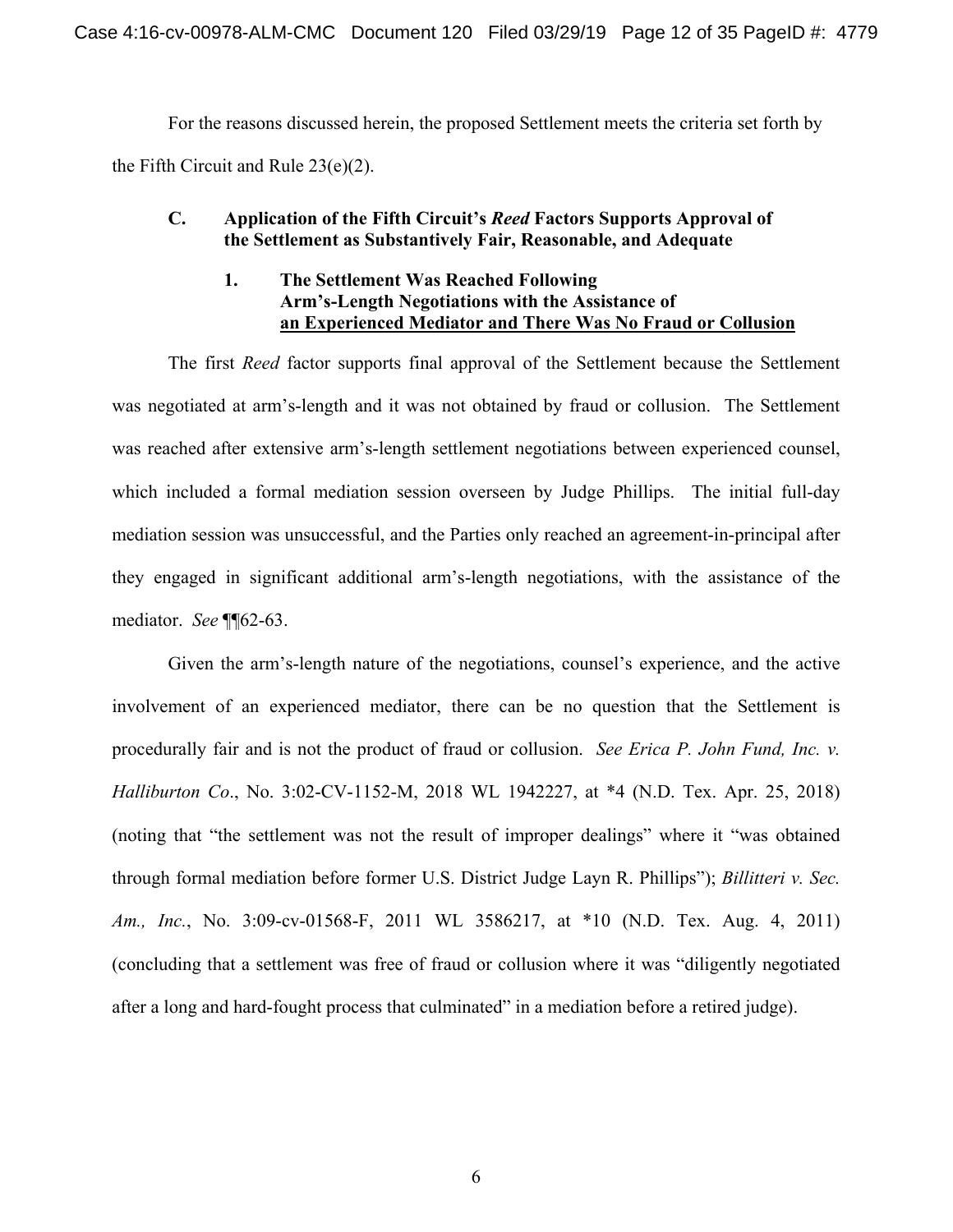For the reasons discussed herein, the proposed Settlement meets the criteria set forth by the Fifth Circuit and Rule 23(e)(2).

### C. Application of the Fifth Circuit's *Reed* Factors Supports Approval of the Settlement as Substantively Fair, Reasonable, and Adequate

#### 1. The Settlement Was Reached Following Arm's-Length Negotiations with the Assistance of an Experienced Mediator and There Was No Fraud or Collusion

The first *Reed* factor supports final approval of the Settlement because the Settlement was negotiated at arm's-length and it was not obtained by fraud or collusion. The Settlement was reached after extensive arm's-length settlement negotiations between experienced counsel, which included a formal mediation session overseen by Judge Phillips. The initial full-day mediation session was unsuccessful, and the Parties only reached an agreement-in-principal after they engaged in significant additional arm's-length negotiations, with the assistance of the mediator. *See* ¶¶62-63.

Given the arm's-length nature of the negotiations, counsel's experience, and the active involvement of an experienced mediator, there can be no question that the Settlement is procedurally fair and is not the product of fraud or collusion. *See Erica P. John Fund, Inc. v. Halliburton Co*., No. 3:02-CV-1152-M, 2018 WL 1942227, at *4 (N.D. Tex. Apr. 25, 2018) (noting that "the settlement was not the result of improper dealings" where it "was obtained through formal mediation before former U.S. District Judge Layn R. Phillips"); *Billitteri v. Sec. Am., Inc.*, No. 3:09-cv-01568-F, 2011 WL 3586217, at *10 (N.D. Tex. Aug. 4, 2011) (concluding that a settlement was free of fraud or collusion where it was "diligently negotiated after a long and hard-fought process that culminated" in a mediation before a retired judge).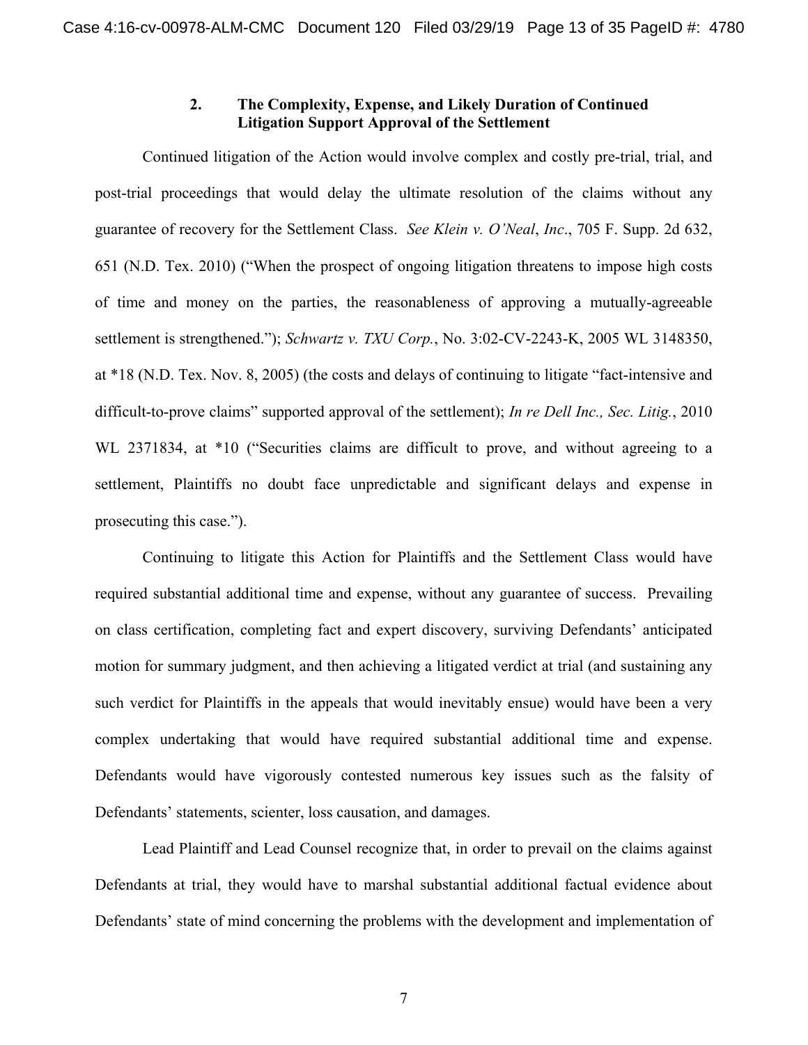### 2. The Complexity, Expense, and Likely Duration of Continued Litigation Support Approval of the Settlement

Continued litigation of the Action would involve complex and costly pre-trial, trial, and post-trial proceedings that would delay the ultimate resolution of the claims without any guarantee of recovery for the Settlement Class. *See Klein v. O'Neal*, *Inc*., 705 F. Supp. 2d 632, 651 (N.D. Tex. 2010) ("When the prospect of ongoing litigation threatens to impose high costs of time and money on the parties, the reasonableness of approving a mutually-agreeable settlement is strengthened."); *Schwartz v. TXU Corp.*, No. 3:02-CV-2243-K, 2005 WL 3148350, at *18 (N.D. Tex. Nov. 8, 2005) (the costs and delays of continuing to litigate "fact-intensive and difficult-to-prove claims" supported approval of the settlement); *In re Dell Inc., Sec. Litig.*, 2010 WL 2371834, at *10 ("Securities claims are difficult to prove, and without agreeing to a settlement, Plaintiffs no doubt face unpredictable and significant delays and expense in prosecuting this case.").

Continuing to litigate this Action for Plaintiffs and the Settlement Class would have required substantial additional time and expense, without any guarantee of success. Prevailing on class certification, completing fact and expert discovery, surviving Defendants' anticipated motion for summary judgment, and then achieving a litigated verdict at trial (and sustaining any such verdict for Plaintiffs in the appeals that would inevitably ensue) would have been a very complex undertaking that would have required substantial additional time and expense. Defendants would have vigorously contested numerous key issues such as the falsity of Defendants' statements, scienter, loss causation, and damages.

Lead Plaintiff and Lead Counsel recognize that, in order to prevail on the claims against Defendants at trial, they would have to marshal substantial additional factual evidence about Defendants' state of mind concerning the problems with the development and implementation of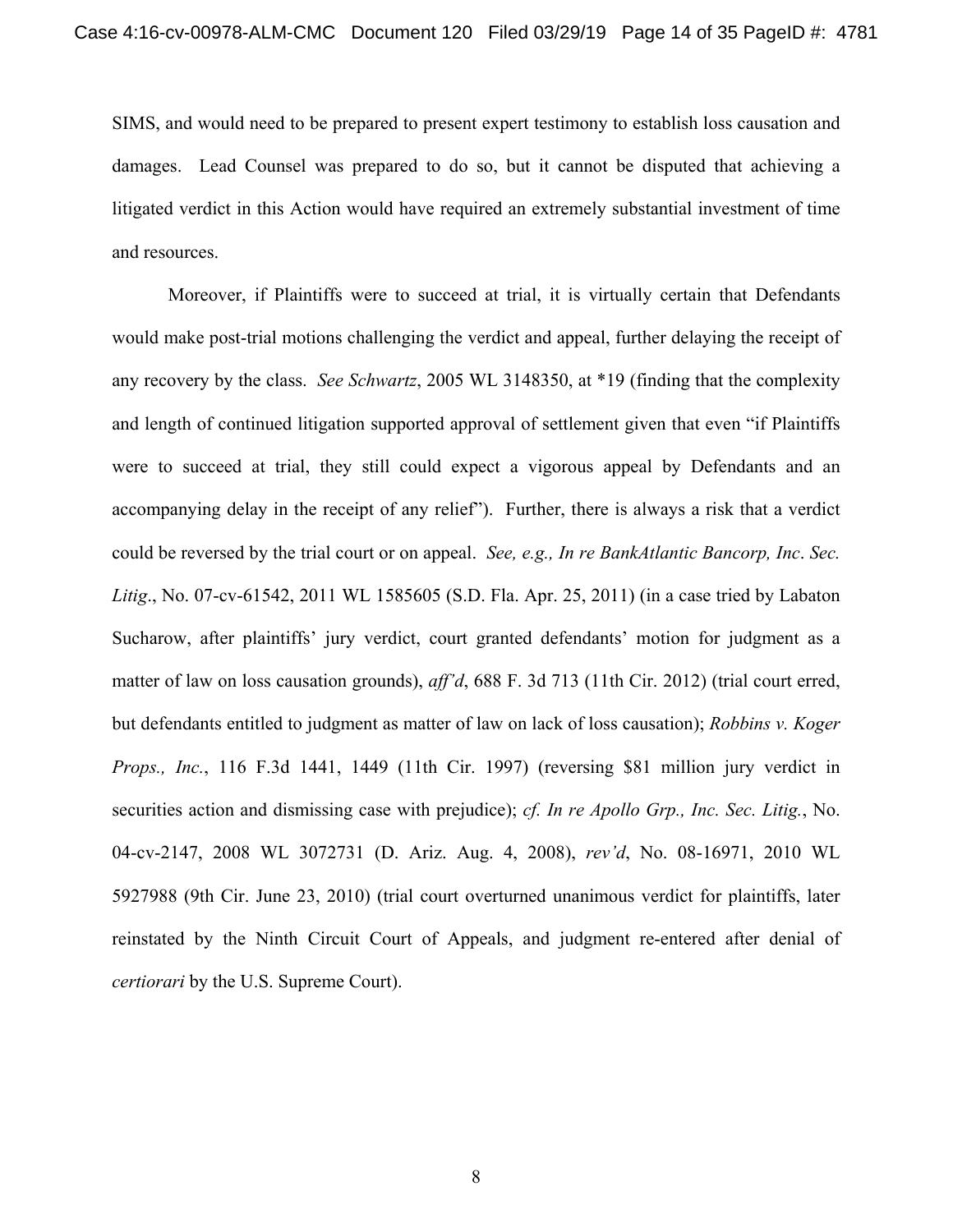SIMS, and would need to be prepared to present expert testimony to establish loss causation and damages. Lead Counsel was prepared to do so, but it cannot be disputed that achieving a litigated verdict in this Action would have required an extremely substantial investment of time and resources.

Moreover, if Plaintiffs were to succeed at trial, it is virtually certain that Defendants would make post-trial motions challenging the verdict and appeal, further delaying the receipt of any recovery by the class. *See Schwartz*, 2005 WL 3148350, at *19 (finding that the complexity and length of continued litigation supported approval of settlement given that even "if Plaintiffs were to succeed at trial, they still could expect a vigorous appeal by Defendants and an accompanying delay in the receipt of any relief"). Further, there is always a risk that a verdict could be reversed by the trial court or on appeal. *See, e.g., In re BankAtlantic Bancorp, Inc. Sec. Litig.*, No. 07-cv-61542, 2011 WL 1585605 (S.D. Fla. Apr. 25, 2011) (in a case tried by Labaton Sucharow, after plaintiffs' jury verdict, court granted defendants' motion for judgment as a matter of law on loss causation grounds), *aff'd*, 688 F. 3d 713 (11th Cir. 2012) (trial court erred, but defendants entitled to judgment as matter of law on lack of loss causation); *Robbins v. Koger Props., Inc.*, 116 F.3d 1441, 1449 (11th Cir. 1997) (reversing $81 million jury verdict in securities action and dismissing case with prejudice); *cf. In re Apollo Grp., Inc. Sec. Litig.*, No. 04-cv-2147, 2008 WL 3072731 (D. Ariz. Aug. 4, 2008), *rev'd*, No. 08-16971, 2010 WL 5927988 (9th Cir. June 23, 2010) (trial court overturned unanimous verdict for plaintiffs, later reinstated by the Ninth Circuit Court of Appeals, and judgment re-entered after denial of *certiorari* by the U.S. Supreme Court).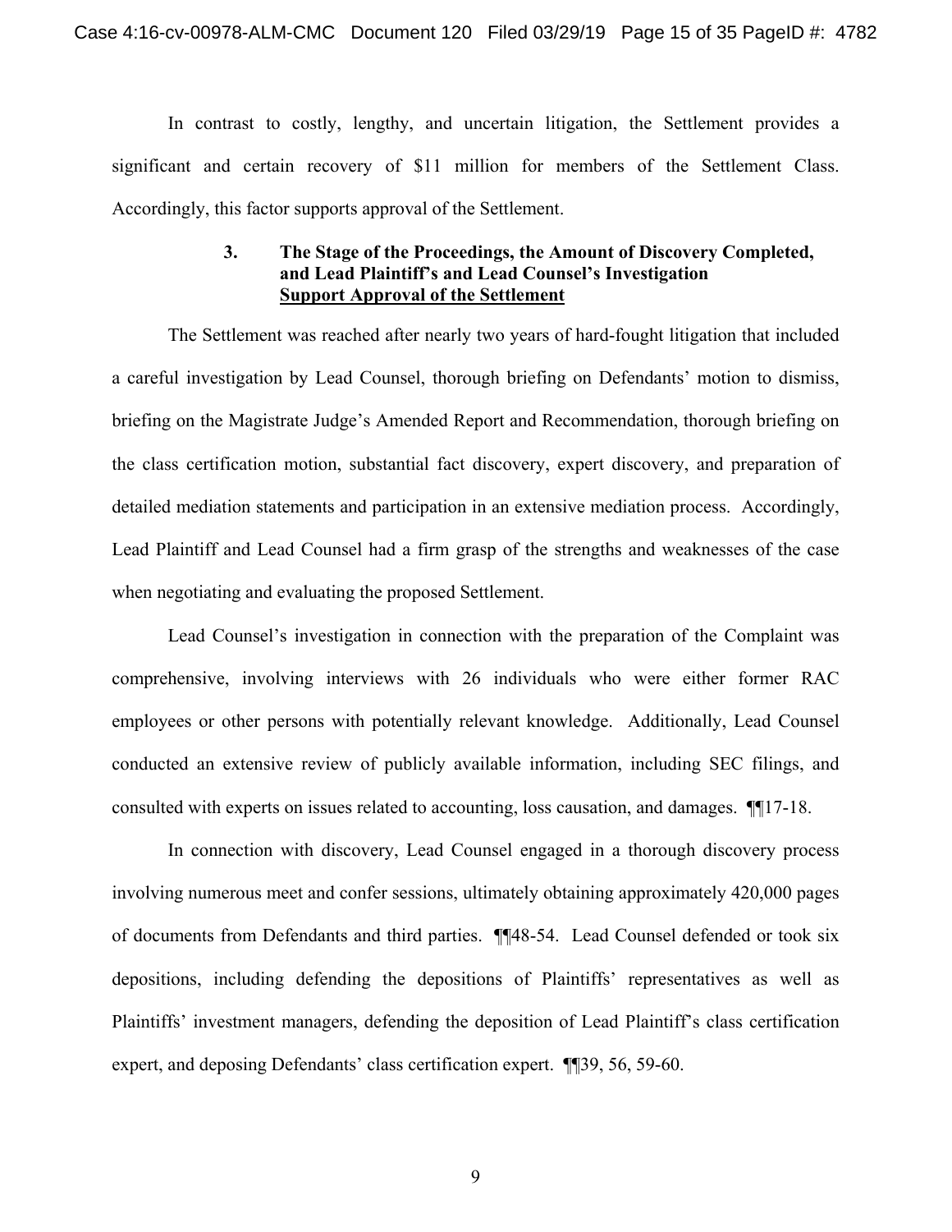In contrast to costly, lengthy, and uncertain litigation, the Settlement provides a significant and certain recovery of $11 million for members of the Settlement Class. Accordingly, this factor supports approval of the Settlement.

### 3. The Stage of the Proceedings, the Amount of Discovery Completed, and Lead Plaintiff's and Lead Counsel's Investigation Support Approval of the Settlement

The Settlement was reached after nearly two years of hard-fought litigation that included a careful investigation by Lead Counsel, thorough briefing on Defendants' motion to dismiss, briefing on the Magistrate Judge's Amended Report and Recommendation, thorough briefing on the class certification motion, substantial fact discovery, expert discovery, and preparation of detailed mediation statements and participation in an extensive mediation process. Accordingly, Lead Plaintiff and Lead Counsel had a firm grasp of the strengths and weaknesses of the case when negotiating and evaluating the proposed Settlement.

Lead Counsel's investigation in connection with the preparation of the Complaint was comprehensive, involving interviews with 26 individuals who were either former RAC employees or other persons with potentially relevant knowledge. Additionally, Lead Counsel conducted an extensive review of publicly available information, including SEC filings, and consulted with experts on issues related to accounting, loss causation, and damages. ¶¶17-18.

In connection with discovery, Lead Counsel engaged in a thorough discovery process involving numerous meet and confer sessions, ultimately obtaining approximately 420,000 pages of documents from Defendants and third parties. ¶¶48-54. Lead Counsel defended or took six depositions, including defending the depositions of Plaintiffs' representatives as well as Plaintiffs' investment managers, defending the deposition of Lead Plaintiff's class certification expert, and deposing Defendants' class certification expert. ¶¶39, 56, 59-60.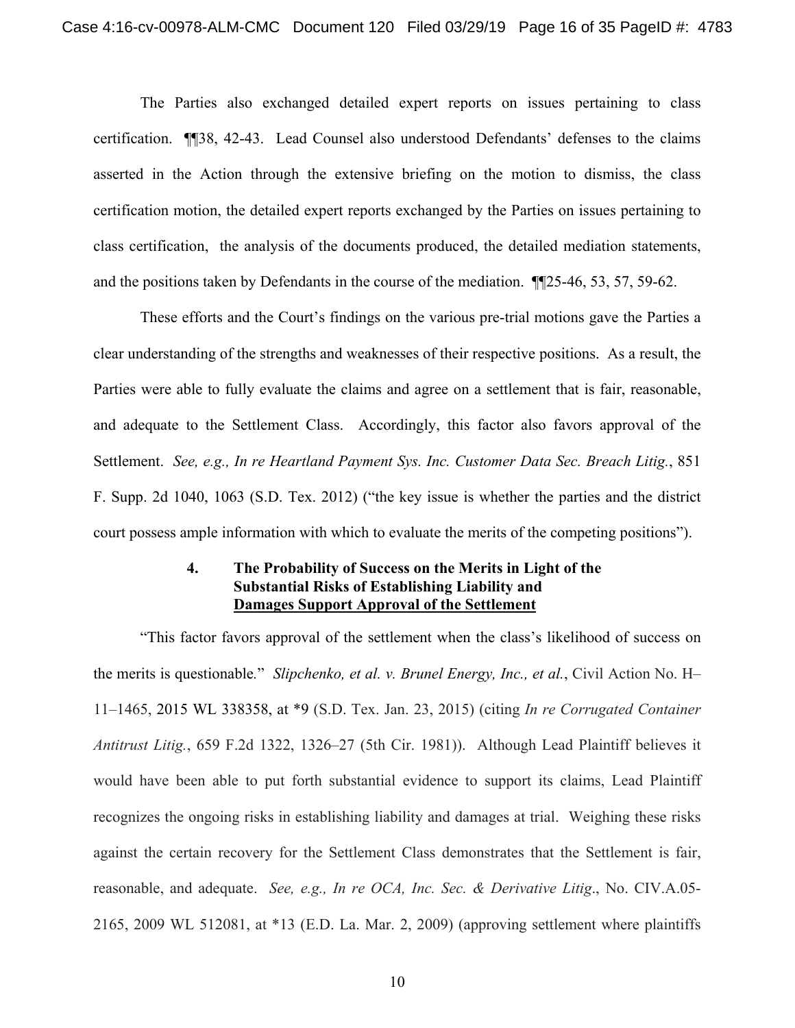The Parties also exchanged detailed expert reports on issues pertaining to class certification. ¶¶38, 42-43. Lead Counsel also understood Defendants' defenses to the claims asserted in the Action through the extensive briefing on the motion to dismiss, the class certification motion, the detailed expert reports exchanged by the Parties on issues pertaining to class certification, the analysis of the documents produced, the detailed mediation statements, and the positions taken by Defendants in the course of the mediation. ¶¶25-46, 53, 57, 59-62.

These efforts and the Court's findings on the various pre-trial motions gave the Parties a clear understanding of the strengths and weaknesses of their respective positions. As a result, the Parties were able to fully evaluate the claims and agree on a settlement that is fair, reasonable, and adequate to the Settlement Class. Accordingly, this factor also favors approval of the Settlement. *See, e.g., In re Heartland Payment Sys. Inc. Customer Data Sec. Breach Litig.*, 851 F. Supp. 2d 1040, 1063 (S.D. Tex. 2012) ("the key issue is whether the parties and the district court possess ample information with which to evaluate the merits of the competing positions").

#### 4. The Probability of Success on the Merits in Light of the Substantial Risks of Establishing Liability and Damages Support Approval of the Settlement

"This factor favors approval of the settlement when the class's likelihood of success on the merits is questionable." *Slipchenko, et al. v. Brunel Energy, Inc., et al.*, Civil Action No. H–11–1465, 2015 WL 338358, at *9 (S.D. Tex. Jan. 23, 2015) (citing *In re Corrugated Container Antitrust Litig.*, 659 F.2d 1322, 1326–27 (5th Cir. 1981)). Although Lead Plaintiff believes it would have been able to put forth substantial evidence to support its claims, Lead Plaintiff recognizes the ongoing risks in establishing liability and damages at trial. Weighing these risks against the certain recovery for the Settlement Class demonstrates that the Settlement is fair, reasonable, and adequate. *See, e.g., In re OCA, Inc. Sec. & Derivative Litig*., No. CIV.A.05-2165, 2009 WL 512081, at *13 (E.D. La. Mar. 2, 2009) (approving settlement where plaintiffs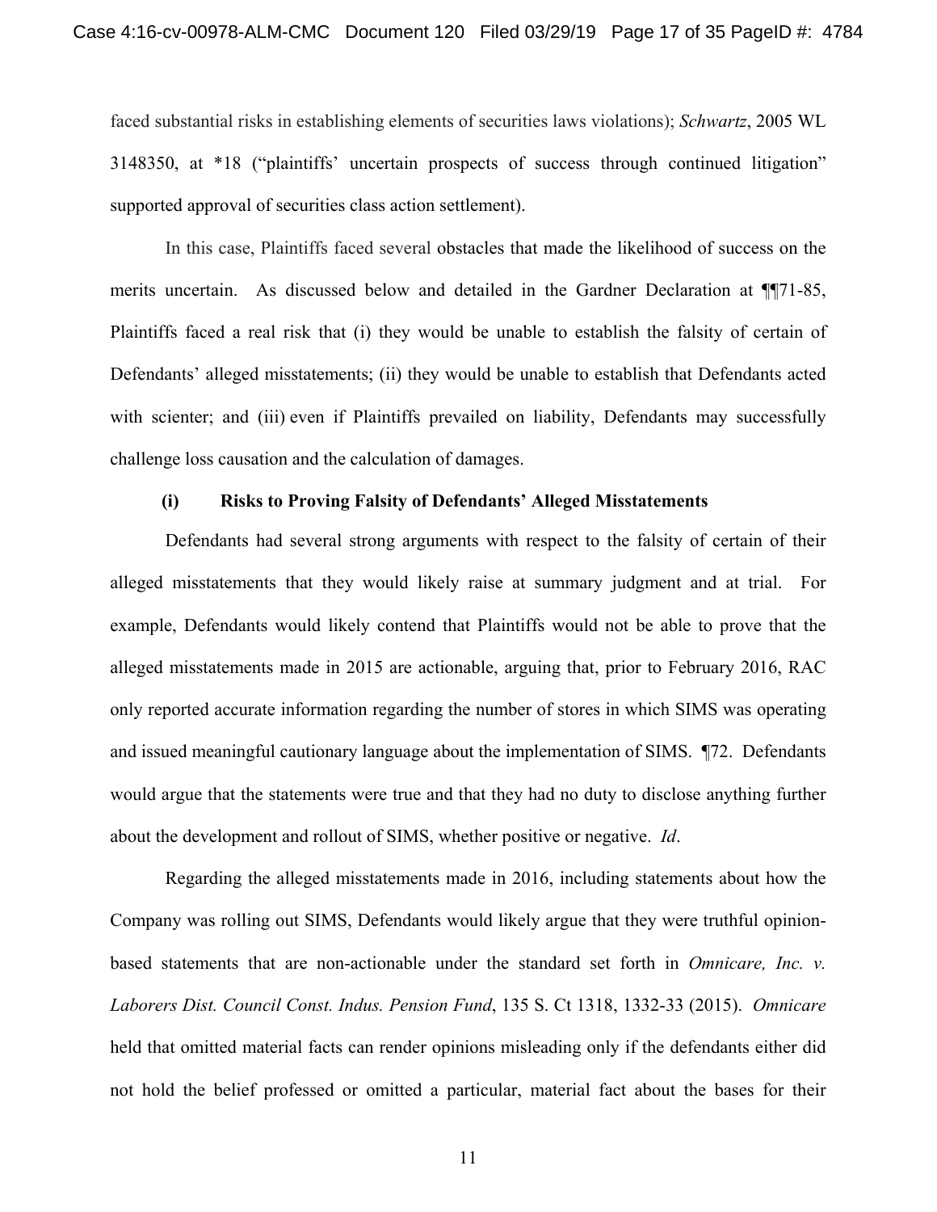faced substantial risks in establishing elements of securities laws violations); *Schwartz*, 2005 WL 3148350, at *18 ("plaintiffs' uncertain prospects of success through continued litigation" supported approval of securities class action settlement).

In this case, Plaintiffs faced several obstacles that made the likelihood of success on the merits uncertain. As discussed below and detailed in the Gardner Declaration at ¶¶71-85, Plaintiffs faced a real risk that (i) they would be unable to establish the falsity of certain of Defendants' alleged misstatements; (ii) they would be unable to establish that Defendants acted with scienter; and (iii) even if Plaintiffs prevailed on liability, Defendants may successfully challenge loss causation and the calculation of damages.

**(i) Risks to Proving Falsity of Defendants' Alleged Misstatements**

Defendants had several strong arguments with respect to the falsity of certain of their alleged misstatements that they would likely raise at summary judgment and at trial. For example, Defendants would likely contend that Plaintiffs would not be able to prove that the alleged misstatements made in 2015 are actionable, arguing that, prior to February 2016, RAC only reported accurate information regarding the number of stores in which SIMS was operating and issued meaningful cautionary language about the implementation of SIMS. ¶72. Defendants would argue that the statements were true and that they had no duty to disclose anything further about the development and rollout of SIMS, whether positive or negative. *Id*.

Regarding the alleged misstatements made in 2016, including statements about how the Company was rolling out SIMS, Defendants would likely argue that they were truthful opinion-based statements that are non-actionable under the standard set forth in *Omnicare, Inc. v. Laborers Dist. Council Const. Indus. Pension Fund*, 135 S. Ct 1318, 1332-33 (2015). *Omnicare* held that omitted material facts can render opinions misleading only if the defendants either did not hold the belief professed or omitted a particular, material fact about the bases for their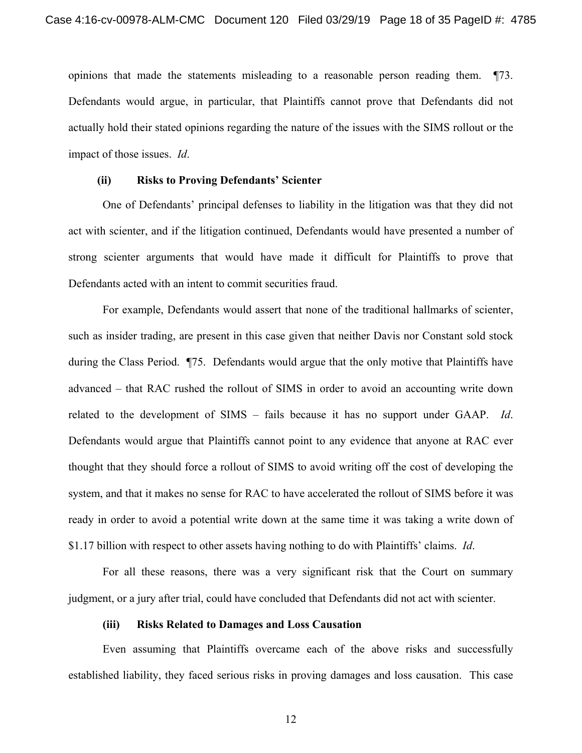opinions that made the statements misleading to a reasonable person reading them. ¶73. Defendants would argue, in particular, that Plaintiffs cannot prove that Defendants did not actually hold their stated opinions regarding the nature of the issues with the SIMS rollout or the impact of those issues. *Id*.

**(ii) Risks to Proving Defendants' Scienter**

One of Defendants' principal defenses to liability in the litigation was that they did not act with scienter, and if the litigation continued, Defendants would have presented a number of strong scienter arguments that would have made it difficult for Plaintiffs to prove that Defendants acted with an intent to commit securities fraud.

For example, Defendants would assert that none of the traditional hallmarks of scienter, such as insider trading, are present in this case given that neither Davis nor Constant sold stock during the Class Period. ¶75. Defendants would argue that the only motive that Plaintiffs have advanced – that RAC rushed the rollout of SIMS in order to avoid an accounting write down related to the development of SIMS – fails because it has no support under GAAP. *Id*. Defendants would argue that Plaintiffs cannot point to any evidence that anyone at RAC ever thought that they should force a rollout of SIMS to avoid writing off the cost of developing the system, and that it makes no sense for RAC to have accelerated the rollout of SIMS before it was ready in order to avoid a potential write down at the same time it was taking a write down of $1.17 billion with respect to other assets having nothing to do with Plaintiffs' claims. *Id*.

For all these reasons, there was a very significant risk that the Court on summary judgment, or a jury after trial, could have concluded that Defendants did not act with scienter.

**(iii) Risks Related to Damages and Loss Causation**

Even assuming that Plaintiffs overcame each of the above risks and successfully established liability, they faced serious risks in proving damages and loss causation. This case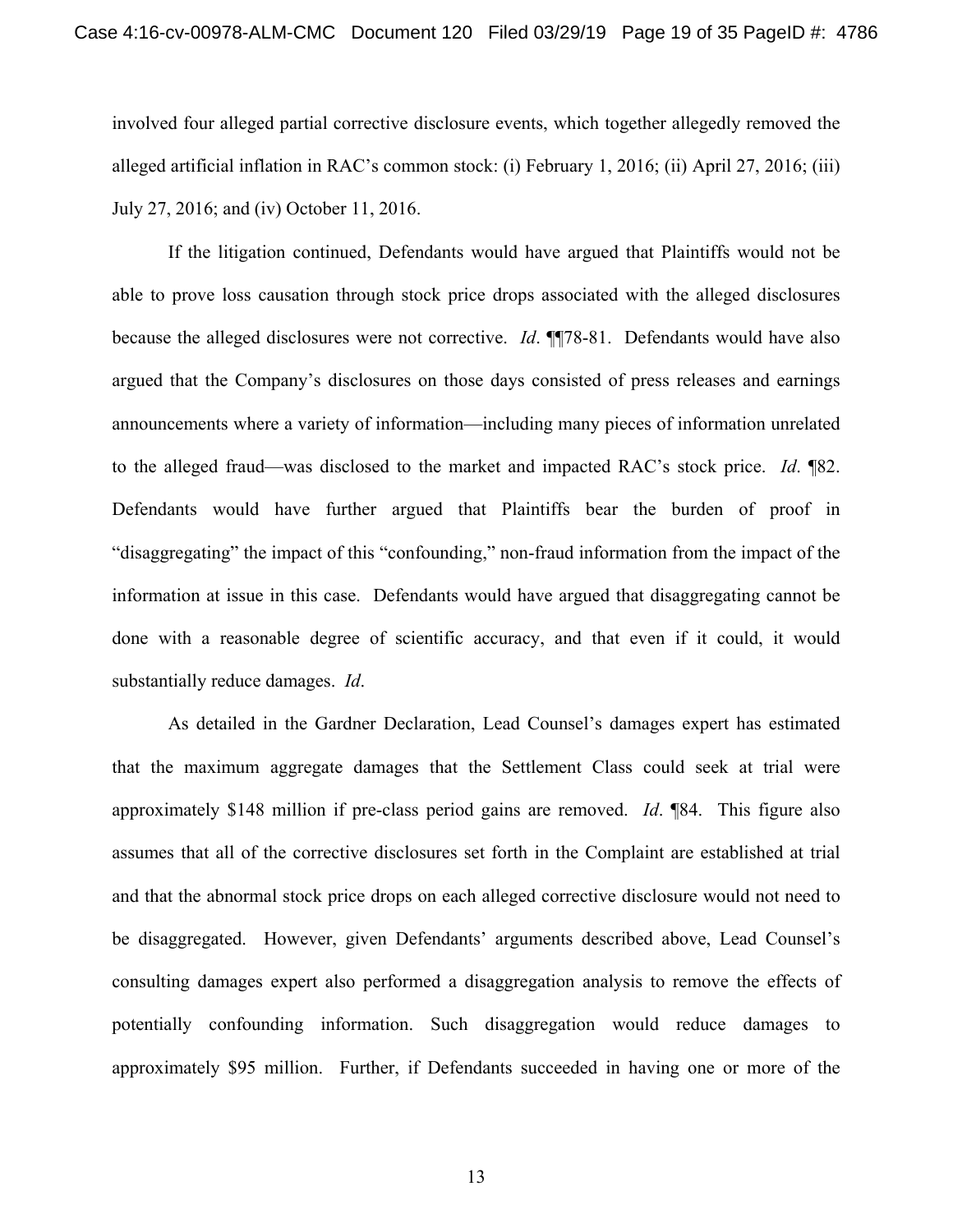involved four alleged partial corrective disclosure events, which together allegedly removed the alleged artificial inflation in RAC's common stock: (i) February 1, 2016; (ii) April 27, 2016; (iii) July 27, 2016; and (iv) October 11, 2016.

If the litigation continued, Defendants would have argued that Plaintiffs would not be able to prove loss causation through stock price drops associated with the alleged disclosures because the alleged disclosures were not corrective. *Id*. ¶¶78-81. Defendants would have also argued that the Company's disclosures on those days consisted of press releases and earnings announcements where a variety of information—including many pieces of information unrelated to the alleged fraud—was disclosed to the market and impacted RAC's stock price. *Id*. ¶82. Defendants would have further argued that Plaintiffs bear the burden of proof in "disaggregating" the impact of this "confounding," non-fraud information from the impact of the information at issue in this case. Defendants would have argued that disaggregating cannot be done with a reasonable degree of scientific accuracy, and that even if it could, it would substantially reduce damages. *Id*.

As detailed in the Gardner Declaration, Lead Counsel's damages expert has estimated that the maximum aggregate damages that the Settlement Class could seek at trial were approximately $148 million if pre-class period gains are removed. *Id*. ¶84. This figure also assumes that all of the corrective disclosures set forth in the Complaint are established at trial and that the abnormal stock price drops on each alleged corrective disclosure would not need to be disaggregated. However, given Defendants' arguments described above, Lead Counsel's consulting damages expert also performed a disaggregation analysis to remove the effects of potentially confounding information. Such disaggregation would reduce damages to approximately $95 million. Further, if Defendants succeeded in having one or more of the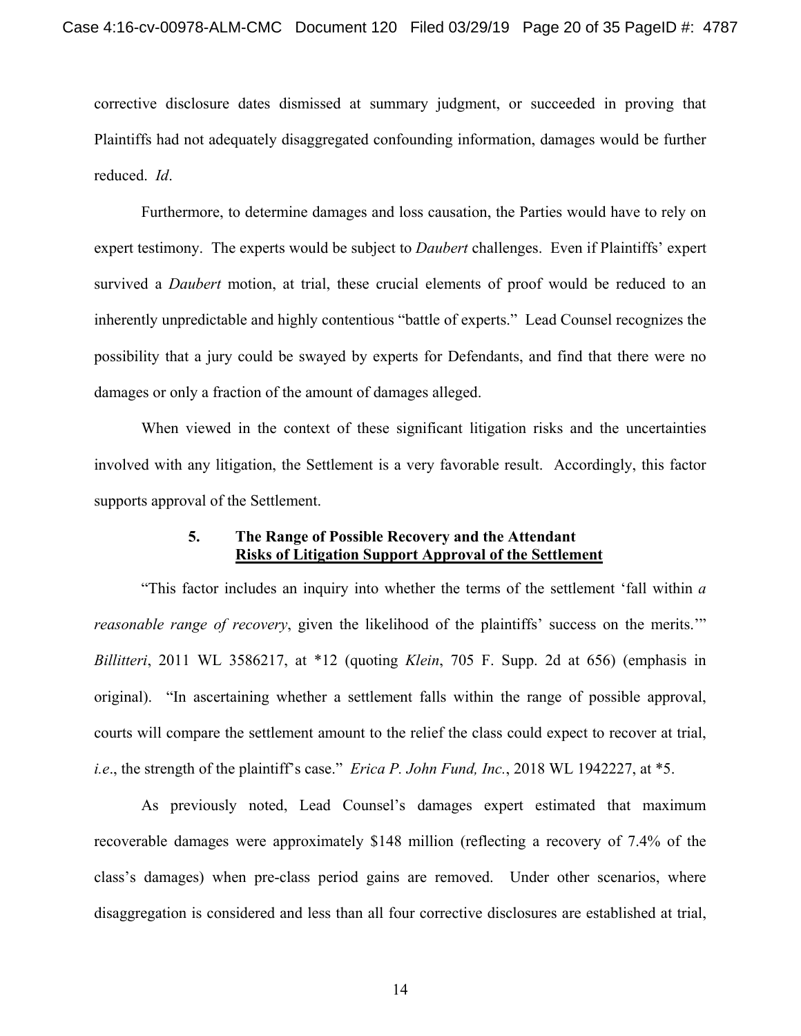corrective disclosure dates dismissed at summary judgment, or succeeded in proving that Plaintiffs had not adequately disaggregated confounding information, damages would be further reduced. *Id*.

Furthermore, to determine damages and loss causation, the Parties would have to rely on expert testimony. The experts would be subject to *Daubert* challenges. Even if Plaintiffs' expert survived a *Daubert* motion, at trial, these crucial elements of proof would be reduced to an inherently unpredictable and highly contentious "battle of experts." Lead Counsel recognizes the possibility that a jury could be swayed by experts for Defendants, and find that there were no damages or only a fraction of the amount of damages alleged.

When viewed in the context of these significant litigation risks and the uncertainties involved with any litigation, the Settlement is a very favorable result. Accordingly, this factor supports approval of the Settlement.

### 5. The Range of Possible Recovery and the Attendant Risks of Litigation Support Approval of the Settlement

"This factor includes an inquiry into whether the terms of the settlement 'fall within *a reasonable range of recovery*, given the likelihood of the plaintiffs' success on the merits.'" *Billitteri*, 2011 WL 3586217, at *12 (quoting *Klein*, 705 F. Supp. 2d at 656) (emphasis in original). "In ascertaining whether a settlement falls within the range of possible approval, courts will compare the settlement amount to the relief the class could expect to recover at trial, *i.e*., the strength of the plaintiff's case." *Erica P. John Fund, Inc.*, 2018 WL 1942227, at *5.

As previously noted, Lead Counsel's damages expert estimated that maximum recoverable damages were approximately $148 million (reflecting a recovery of 7.4% of the class's damages) when pre-class period gains are removed. Under other scenarios, where disaggregation is considered and less than all four corrective disclosures are established at trial,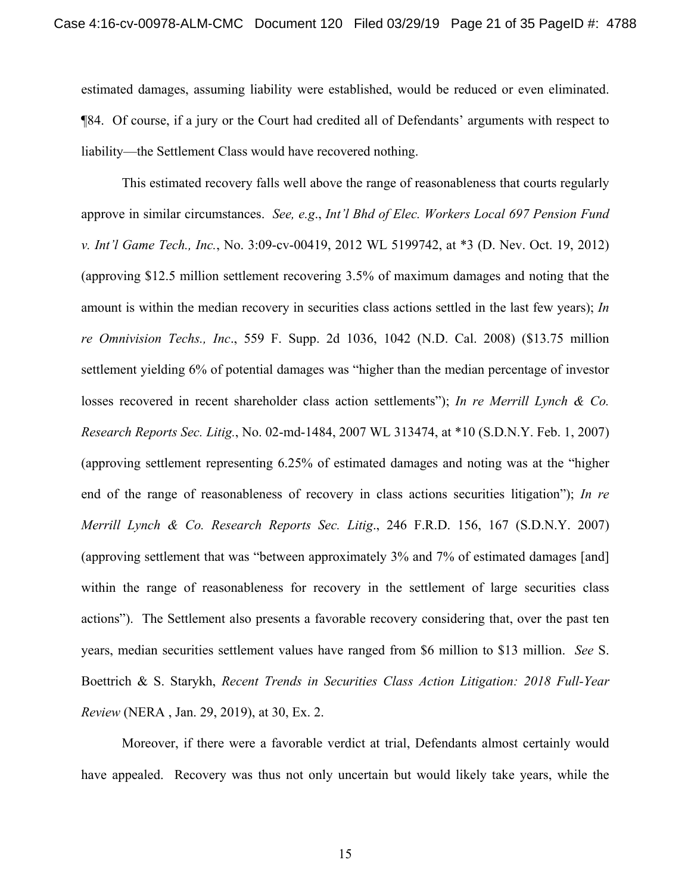estimated damages, assuming liability were established, would be reduced or even eliminated. ¶84. Of course, if a jury or the Court had credited all of Defendants' arguments with respect to liability—the Settlement Class would have recovered nothing.

This estimated recovery falls well above the range of reasonableness that courts regularly approve in similar circumstances. *See, e.g*., *Int'l Bhd of Elec. Workers Local 697 Pension Fund v. Int'l Game Tech., Inc.*, No. 3:09-cv-00419, 2012 WL 5199742, at *3 (D. Nev. Oct. 19, 2012) (approving $12.5 million settlement recovering 3.5% of maximum damages and noting that the amount is within the median recovery in securities class actions settled in the last few years); *In re Omnivision Techs., Inc*., 559 F. Supp. 2d 1036, 1042 (N.D. Cal. 2008) ($13.75 million settlement yielding 6% of potential damages was "higher than the median percentage of investor losses recovered in recent shareholder class action settlements"); *In re Merrill Lynch & Co. Research Reports Sec. Litig.*, No. 02-md-1484, 2007 WL 313474, at *10 (S.D.N.Y. Feb. 1, 2007) (approving settlement representing 6.25% of estimated damages and noting was at the "higher end of the range of reasonableness of recovery in class actions securities litigation"); *In re Merrill Lynch & Co. Research Reports Sec. Litig*., 246 F.R.D. 156, 167 (S.D.N.Y. 2007) (approving settlement that was "between approximately 3% and 7% of estimated damages [and] within the range of reasonableness for recovery in the settlement of large securities class actions"). The Settlement also presents a favorable recovery considering that, over the past ten years, median securities settlement values have ranged from $6 million to $13 million. *See* S. Boettrich & S. Starykh, *Recent Trends in Securities Class Action Litigation: 2018 Full-Year Review* (NERA , Jan. 29, 2019), at 30, Ex. 2.

Moreover, if there were a favorable verdict at trial, Defendants almost certainly would have appealed. Recovery was thus not only uncertain but would likely take years, while the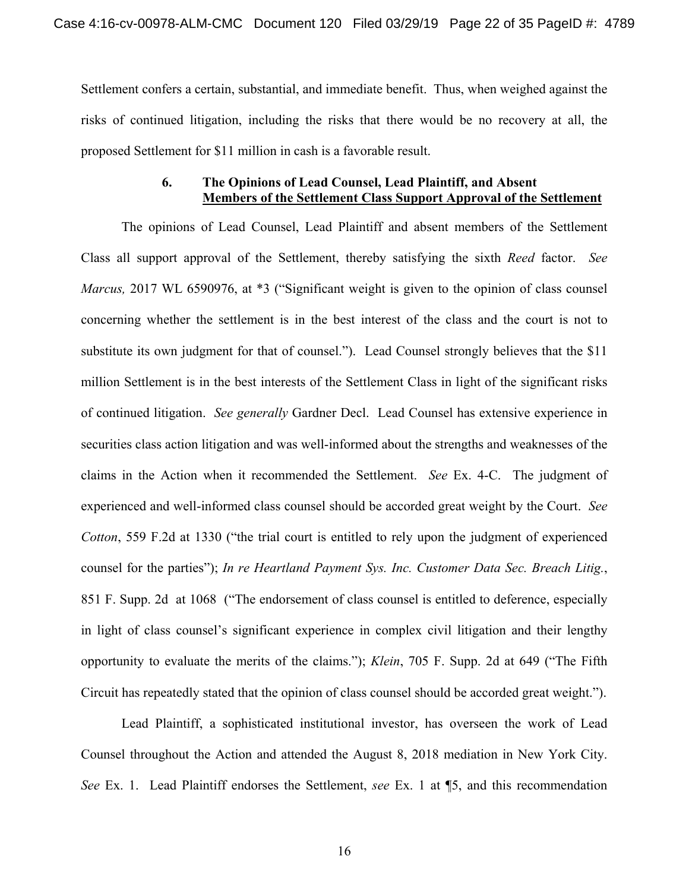Settlement confers a certain, substantial, and immediate benefit. Thus, when weighed against the risks of continued litigation, including the risks that there would be no recovery at all, the proposed Settlement for $11 million in cash is a favorable result.

### 6. The Opinions of Lead Counsel, Lead Plaintiff, and Absent Members of the Settlement Class Support Approval of the Settlement

The opinions of Lead Counsel, Lead Plaintiff and absent members of the Settlement Class all support approval of the Settlement, thereby satisfying the sixth *Reed* factor. *See Marcus,* 2017 WL 6590976, at *3 ("Significant weight is given to the opinion of class counsel concerning whether the settlement is in the best interest of the class and the court is not to substitute its own judgment for that of counsel."). Lead Counsel strongly believes that the $11 million Settlement is in the best interests of the Settlement Class in light of the significant risks of continued litigation. *See generally* Gardner Decl. Lead Counsel has extensive experience in securities class action litigation and was well-informed about the strengths and weaknesses of the claims in the Action when it recommended the Settlement. *See* Ex. 4-C. The judgment of experienced and well-informed class counsel should be accorded great weight by the Court. *See Cotton*, 559 F.2d at 1330 ("the trial court is entitled to rely upon the judgment of experienced counsel for the parties"); *In re Heartland Payment Sys. Inc. Customer Data Sec. Breach Litig.*, 851 F. Supp. 2d at 1068 ("The endorsement of class counsel is entitled to deference, especially in light of class counsel's significant experience in complex civil litigation and their lengthy opportunity to evaluate the merits of the claims."); *Klein*, 705 F. Supp. 2d at 649 ("The Fifth Circuit has repeatedly stated that the opinion of class counsel should be accorded great weight.").

Lead Plaintiff, a sophisticated institutional investor, has overseen the work of Lead Counsel throughout the Action and attended the August 8, 2018 mediation in New York City. *See* Ex. 1. Lead Plaintiff endorses the Settlement, *see* Ex. 1 at ¶5, and this recommendation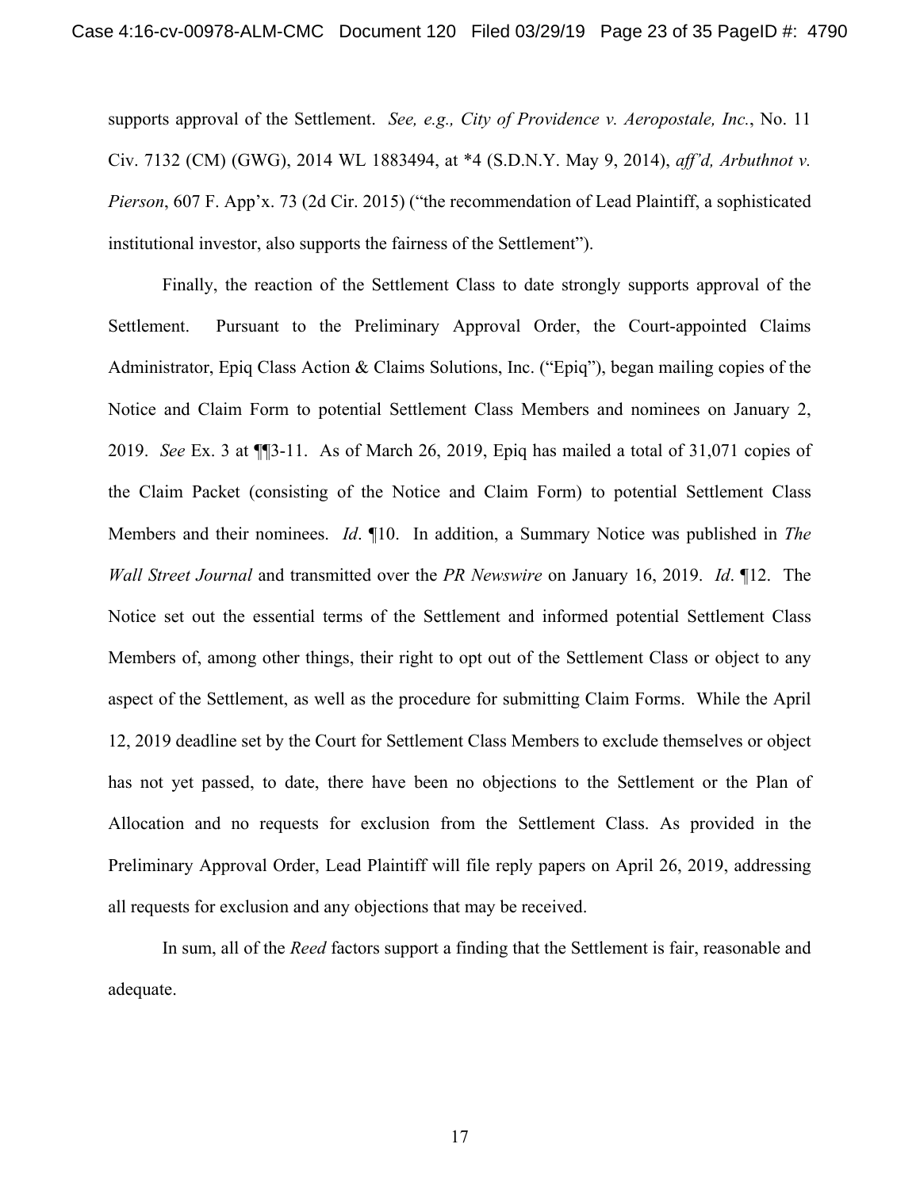supports approval of the Settlement. *See, e.g., City of Providence v. Aeropostale, Inc.*, No. 11 Civ. 7132 (CM) (GWG), 2014 WL 1883494, at *4 (S.D.N.Y. May 9, 2014), *aff'd, Arbuthnot v. Pierson*, 607 F. App'x. 73 (2d Cir. 2015) ("the recommendation of Lead Plaintiff, a sophisticated institutional investor, also supports the fairness of the Settlement").

Finally, the reaction of the Settlement Class to date strongly supports approval of the Settlement. Pursuant to the Preliminary Approval Order, the Court-appointed Claims Administrator, Epiq Class Action & Claims Solutions, Inc. ("Epiq"), began mailing copies of the Notice and Claim Form to potential Settlement Class Members and nominees on January 2, 2019. *See* Ex. 3 at ¶¶3-11. As of March 26, 2019, Epiq has mailed a total of 31,071 copies of the Claim Packet (consisting of the Notice and Claim Form) to potential Settlement Class Members and their nominees. *Id*. ¶10. In addition, a Summary Notice was published in *The Wall Street Journal* and transmitted over the *PR Newswire* on January 16, 2019. *Id*. ¶12. The Notice set out the essential terms of the Settlement and informed potential Settlement Class Members of, among other things, their right to opt out of the Settlement Class or object to any aspect of the Settlement, as well as the procedure for submitting Claim Forms. While the April 12, 2019 deadline set by the Court for Settlement Class Members to exclude themselves or object has not yet passed, to date, there have been no objections to the Settlement or the Plan of Allocation and no requests for exclusion from the Settlement Class. As provided in the Preliminary Approval Order, Lead Plaintiff will file reply papers on April 26, 2019, addressing all requests for exclusion and any objections that may be received.

In sum, all of the *Reed* factors support a finding that the Settlement is fair, reasonable and adequate.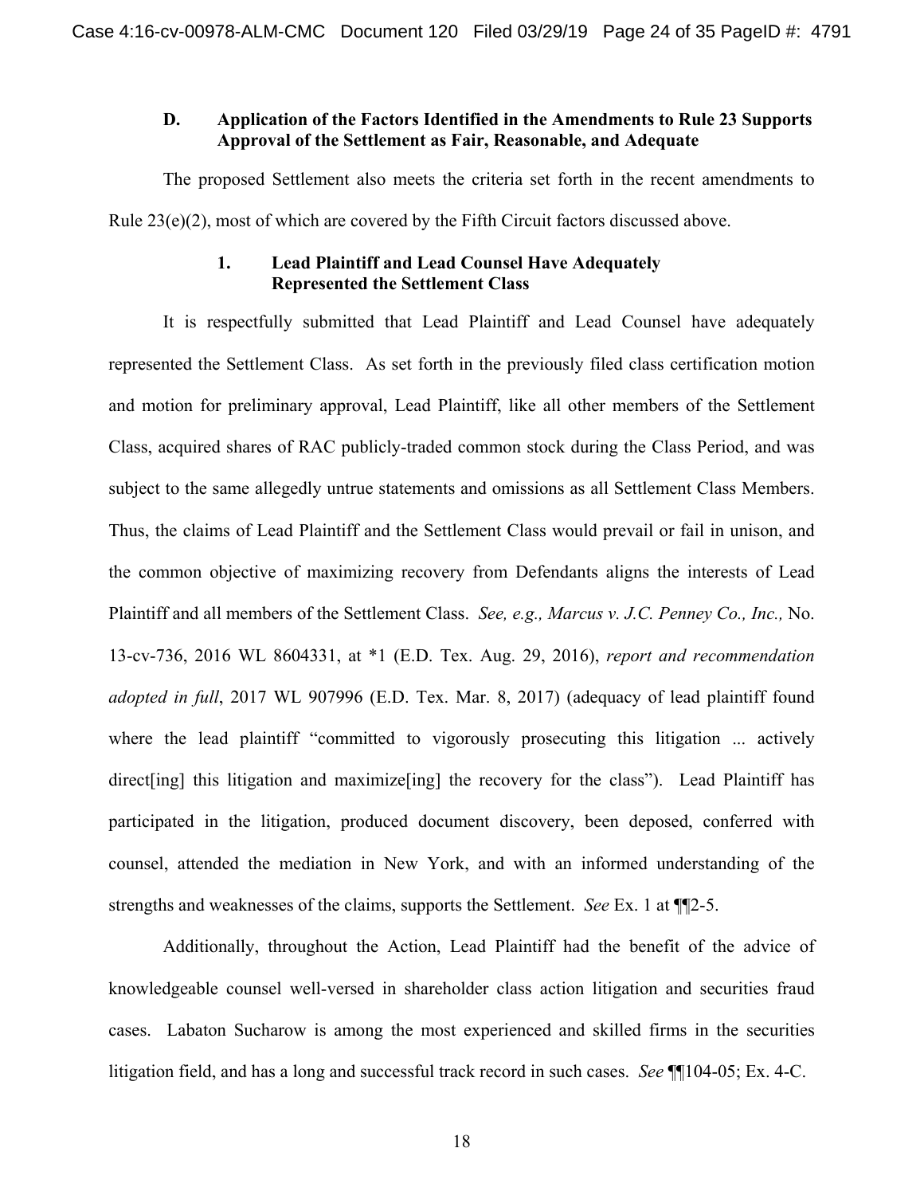### D. Application of the Factors Identified in the Amendments to Rule 23 Supports Approval of the Settlement as Fair, Reasonable, and Adequate

The proposed Settlement also meets the criteria set forth in the recent amendments to Rule 23(e)(2), most of which are covered by the Fifth Circuit factors discussed above.

#### 1. Lead Plaintiff and Lead Counsel Have Adequately Represented the Settlement Class

It is respectfully submitted that Lead Plaintiff and Lead Counsel have adequately represented the Settlement Class. As set forth in the previously filed class certification motion and motion for preliminary approval, Lead Plaintiff, like all other members of the Settlement Class, acquired shares of RAC publicly-traded common stock during the Class Period, and was subject to the same allegedly untrue statements and omissions as all Settlement Class Members. Thus, the claims of Lead Plaintiff and the Settlement Class would prevail or fail in unison, and the common objective of maximizing recovery from Defendants aligns the interests of Lead Plaintiff and all members of the Settlement Class. *See, e.g., Marcus v. J.C. Penney Co., Inc.,* No. 13-cv-736, 2016 WL 8604331, at *1 (E.D. Tex. Aug. 29, 2016), *report and recommendation adopted in full*, 2017 WL 907996 (E.D. Tex. Mar. 8, 2017) (adequacy of lead plaintiff found where the lead plaintiff "committed to vigorously prosecuting this litigation ... actively direct[ing] this litigation and maximize[ing] the recovery for the class"). Lead Plaintiff has participated in the litigation, produced document discovery, been deposed, conferred with counsel, attended the mediation in New York, and with an informed understanding of the strengths and weaknesses of the claims, supports the Settlement. *See* Ex. 1 at ¶¶2-5.

Additionally, throughout the Action, Lead Plaintiff had the benefit of the advice of knowledgeable counsel well-versed in shareholder class action litigation and securities fraud cases. Labaton Sucharow is among the most experienced and skilled firms in the securities litigation field, and has a long and successful track record in such cases. *See* ¶¶104-05; Ex. 4-C.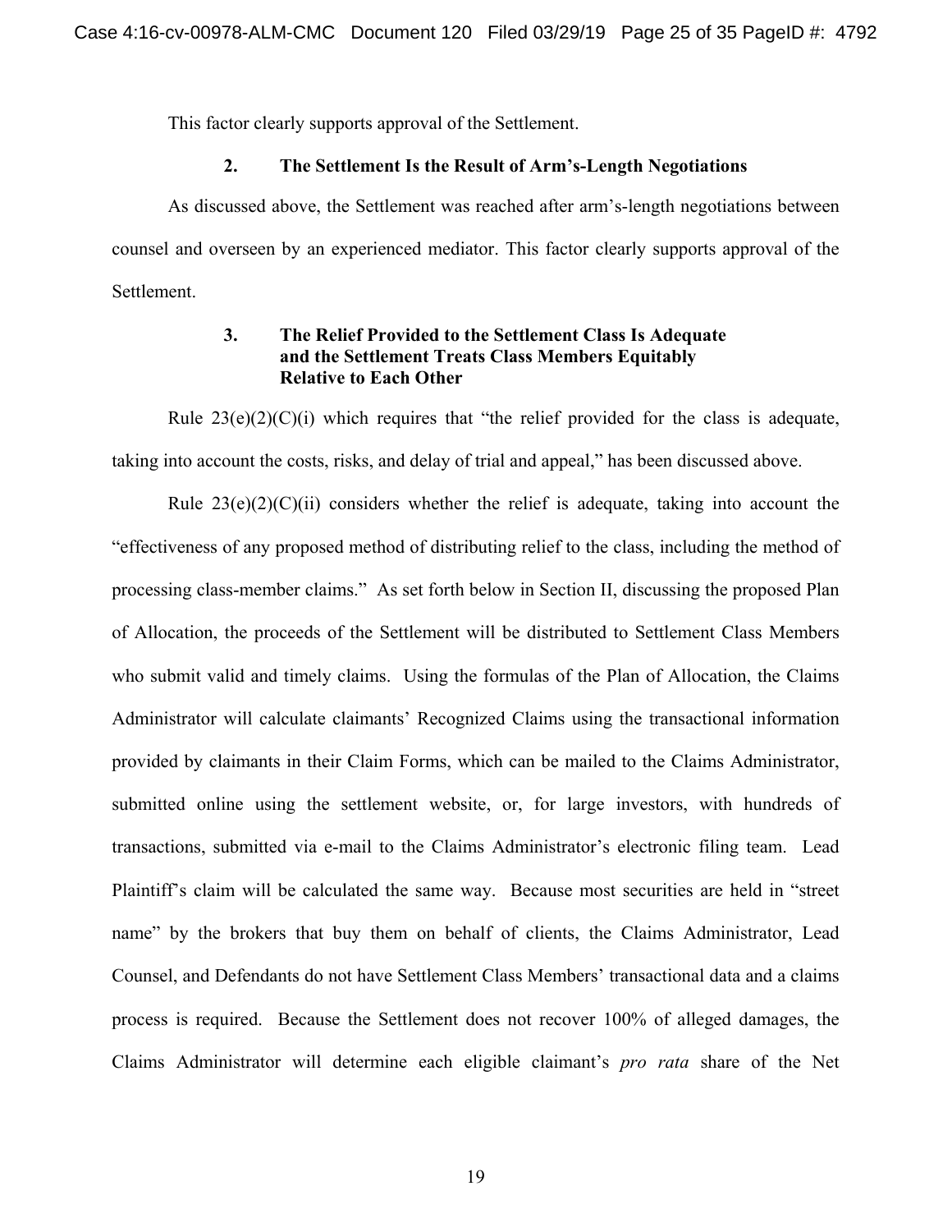This factor clearly supports approval of the Settlement.

### 2. The Settlement Is the Result of Arm's-Length Negotiations

As discussed above, the Settlement was reached after arm's-length negotiations between counsel and overseen by an experienced mediator. This factor clearly supports approval of the Settlement.

### 3. The Relief Provided to the Settlement Class Is Adequate and the Settlement Treats Class Members Equitably Relative to Each Other

Rule 23(e)(2)(C)(i) which requires that "the relief provided for the class is adequate, taking into account the costs, risks, and delay of trial and appeal," has been discussed above.

Rule 23(e)(2)(C)(ii) considers whether the relief is adequate, taking into account the "effectiveness of any proposed method of distributing relief to the class, including the method of processing class-member claims." As set forth below in Section II, discussing the proposed Plan of Allocation, the proceeds of the Settlement will be distributed to Settlement Class Members who submit valid and timely claims. Using the formulas of the Plan of Allocation, the Claims Administrator will calculate claimants' Recognized Claims using the transactional information provided by claimants in their Claim Forms, which can be mailed to the Claims Administrator, submitted online using the settlement website, or, for large investors, with hundreds of transactions, submitted via e-mail to the Claims Administrator's electronic filing team. Lead Plaintiff's claim will be calculated the same way. Because most securities are held in "street name" by the brokers that buy them on behalf of clients, the Claims Administrator, Lead Counsel, and Defendants do not have Settlement Class Members' transactional data and a claims process is required. Because the Settlement does not recover 100% of alleged damages, the Claims Administrator will determine each eligible claimant's *pro rata* share of the Net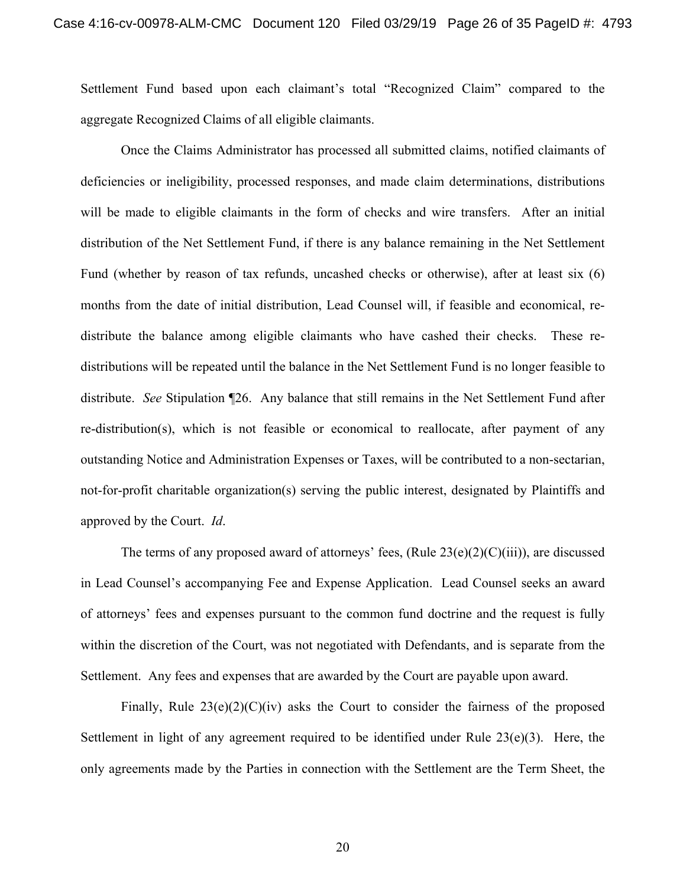Settlement Fund based upon each claimant's total "Recognized Claim" compared to the aggregate Recognized Claims of all eligible claimants.

Once the Claims Administrator has processed all submitted claims, notified claimants of deficiencies or ineligibility, processed responses, and made claim determinations, distributions will be made to eligible claimants in the form of checks and wire transfers. After an initial distribution of the Net Settlement Fund, if there is any balance remaining in the Net Settlement Fund (whether by reason of tax refunds, uncashed checks or otherwise), after at least six (6) months from the date of initial distribution, Lead Counsel will, if feasible and economical, re-distribute the balance among eligible claimants who have cashed their checks. These re-distributions will be repeated until the balance in the Net Settlement Fund is no longer feasible to distribute. *See* Stipulation ¶26. Any balance that still remains in the Net Settlement Fund after re-distribution(s), which is not feasible or economical to reallocate, after payment of any outstanding Notice and Administration Expenses or Taxes, will be contributed to a non-sectarian, not-for-profit charitable organization(s) serving the public interest, designated by Plaintiffs and approved by the Court. *Id*.

The terms of any proposed award of attorneys' fees, (Rule 23(e)(2)(C)(iii)), are discussed in Lead Counsel's accompanying Fee and Expense Application. Lead Counsel seeks an award of attorneys' fees and expenses pursuant to the common fund doctrine and the request is fully within the discretion of the Court, was not negotiated with Defendants, and is separate from the Settlement. Any fees and expenses that are awarded by the Court are payable upon award.

Finally, Rule 23(e)(2)(C)(iv) asks the Court to consider the fairness of the proposed Settlement in light of any agreement required to be identified under Rule 23(e)(3). Here, the only agreements made by the Parties in connection with the Settlement are the Term Sheet, the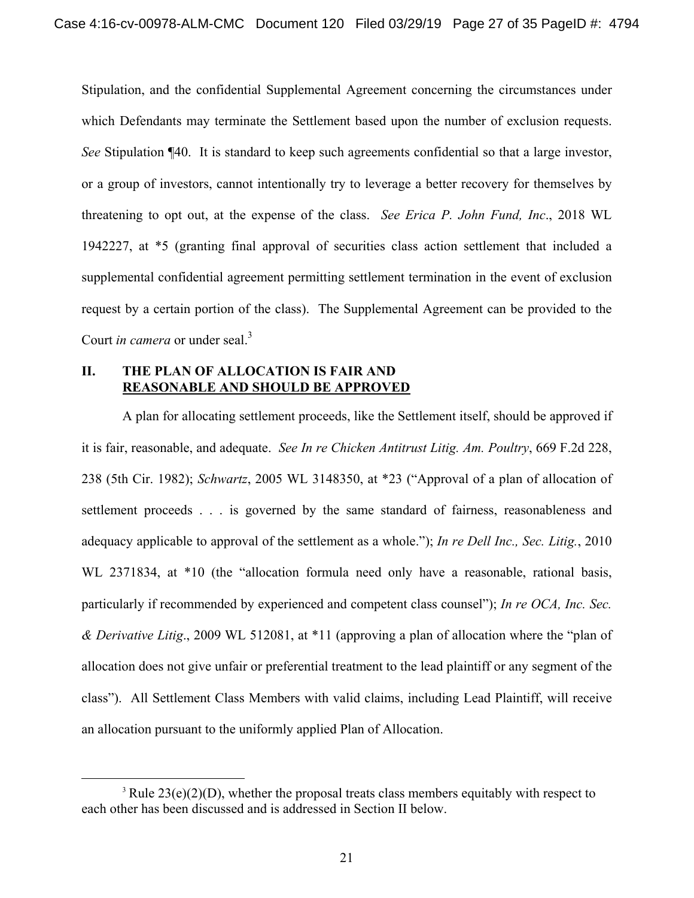Stipulation, and the confidential Supplemental Agreement concerning the circumstances under which Defendants may terminate the Settlement based upon the number of exclusion requests. *See* Stipulation ¶40. It is standard to keep such agreements confidential so that a large investor, or a group of investors, cannot intentionally try to leverage a better recovery for themselves by threatening to opt out, at the expense of the class. *See Erica P. John Fund, Inc*., 2018 WL 1942227, at *5 (granting final approval of securities class action settlement that included a supplemental confidential agreement permitting settlement termination in the event of exclusion request by a certain portion of the class). The Supplemental Agreement can be provided to the Court *in camera* or under seal.[3]

## II. THE PLAN OF ALLOCATION IS FAIR AND REASONABLE AND SHOULD BE APPROVED

A plan for allocating settlement proceeds, like the Settlement itself, should be approved if it is fair, reasonable, and adequate. *See In re Chicken Antitrust Litig. Am. Poultry*, 669 F.2d 228, 238 (5th Cir. 1982); *Schwartz*, 2005 WL 3148350, at *23 ("Approval of a plan of allocation of settlement proceeds . . . is governed by the same standard of fairness, reasonableness and adequacy applicable to approval of the settlement as a whole."); *In re Dell Inc., Sec. Litig.*, 2010 WL 2371834, at *10 (the "allocation formula need only have a reasonable, rational basis, particularly if recommended by experienced and competent class counsel"); *In re OCA, Inc. Sec. & Derivative Litig*., 2009 WL 512081, at *11 (approving a plan of allocation where the "plan of allocation does not give unfair or preferential treatment to the lead plaintiff or any segment of the class"). All Settlement Class Members with valid claims, including Lead Plaintiff, will receive an allocation pursuant to the uniformly applied Plan of Allocation.

---

[3] Rule 23(e)(2)(D), whether the proposal treats class members equitably with respect to each other has been discussed and is addressed in Section II below.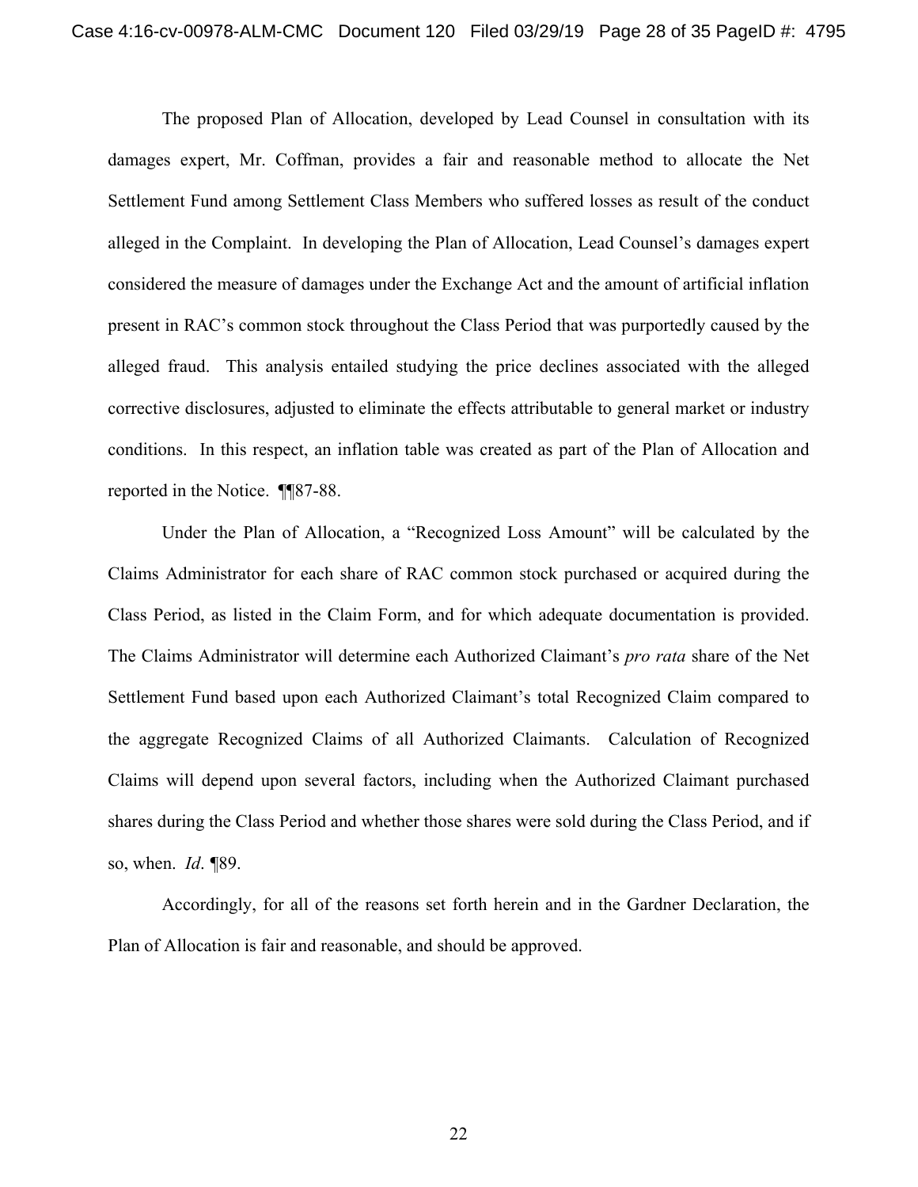The proposed Plan of Allocation, developed by Lead Counsel in consultation with its damages expert, Mr. Coffman, provides a fair and reasonable method to allocate the Net Settlement Fund among Settlement Class Members who suffered losses as result of the conduct alleged in the Complaint. In developing the Plan of Allocation, Lead Counsel's damages expert considered the measure of damages under the Exchange Act and the amount of artificial inflation present in RAC's common stock throughout the Class Period that was purportedly caused by the alleged fraud. This analysis entailed studying the price declines associated with the alleged corrective disclosures, adjusted to eliminate the effects attributable to general market or industry conditions. In this respect, an inflation table was created as part of the Plan of Allocation and reported in the Notice. ¶¶87-88.

Under the Plan of Allocation, a "Recognized Loss Amount" will be calculated by the Claims Administrator for each share of RAC common stock purchased or acquired during the Class Period, as listed in the Claim Form, and for which adequate documentation is provided. The Claims Administrator will determine each Authorized Claimant's *pro rata* share of the Net Settlement Fund based upon each Authorized Claimant's total Recognized Claim compared to the aggregate Recognized Claims of all Authorized Claimants. Calculation of Recognized Claims will depend upon several factors, including when the Authorized Claimant purchased shares during the Class Period and whether those shares were sold during the Class Period, and if so, when. *Id*. ¶89.

Accordingly, for all of the reasons set forth herein and in the Gardner Declaration, the Plan of Allocation is fair and reasonable, and should be approved.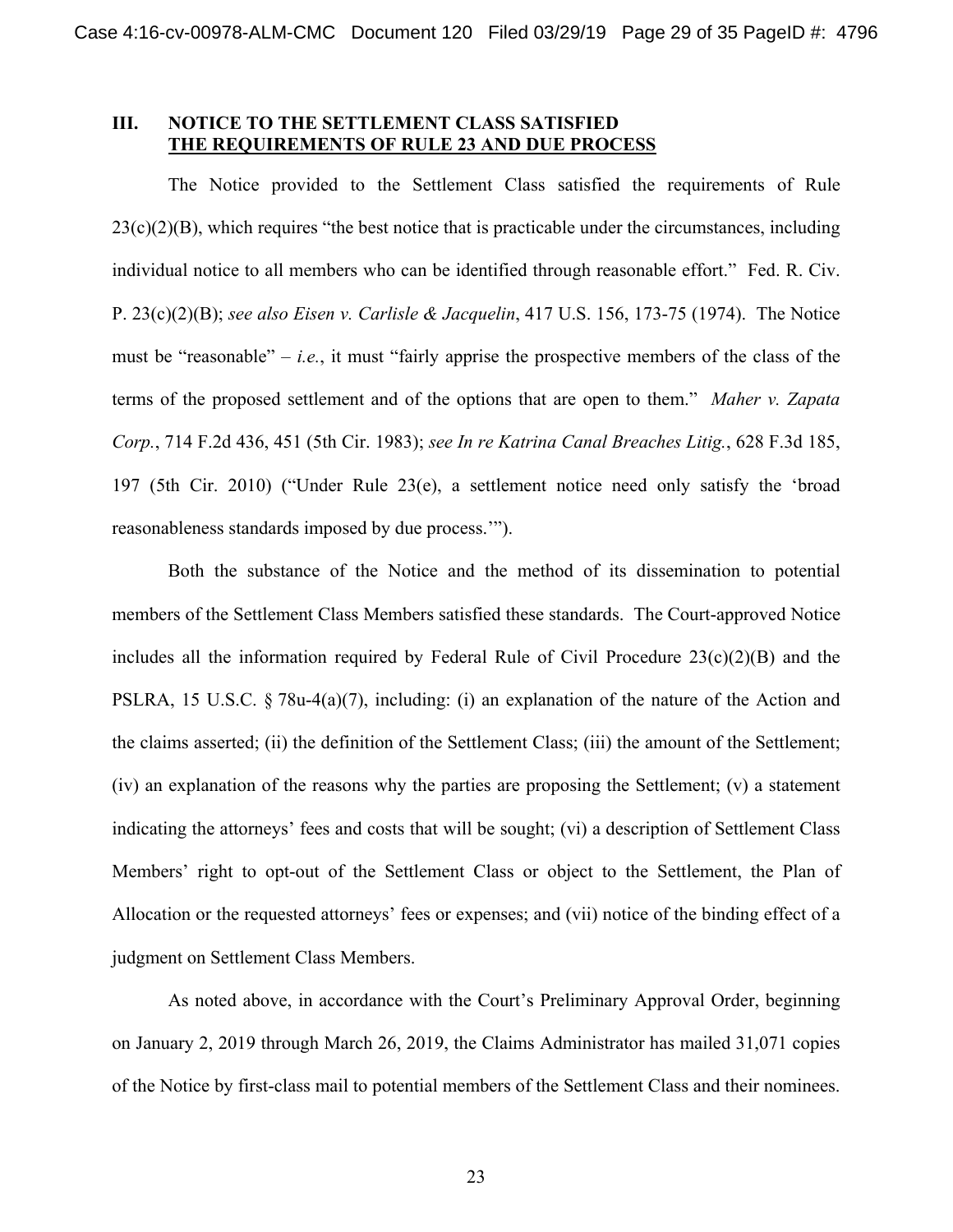## III. NOTICE TO THE SETTLEMENT CLASS SATISFIED <u>THE REQUIREMENTS OF RULE 23 AND DUE PROCESS</u>

The Notice provided to the Settlement Class satisfied the requirements of Rule 23(c)(2)(B), which requires "the best notice that is practicable under the circumstances, including individual notice to all members who can be identified through reasonable effort." Fed. R. Civ. P. 23(c)(2)(B); *see also Eisen v. Carlisle & Jacquelin*, 417 U.S. 156, 173-75 (1974). The Notice must be "reasonable" – *i.e.*, it must "fairly apprise the prospective members of the class of the terms of the proposed settlement and of the options that are open to them." *Maher v. Zapata Corp.*, 714 F.2d 436, 451 (5th Cir. 1983); *see In re Katrina Canal Breaches Litig.*, 628 F.3d 185, 197 (5th Cir. 2010) ("Under Rule 23(e), a settlement notice need only satisfy the 'broad reasonableness standards imposed by due process.'").

Both the substance of the Notice and the method of its dissemination to potential members of the Settlement Class Members satisfied these standards. The Court-approved Notice includes all the information required by Federal Rule of Civil Procedure 23(c)(2)(B) and the PSLRA, 15 U.S.C. § 78u-4(a)(7), including: (i) an explanation of the nature of the Action and the claims asserted; (ii) the definition of the Settlement Class; (iii) the amount of the Settlement; (iv) an explanation of the reasons why the parties are proposing the Settlement; (v) a statement indicating the attorneys' fees and costs that will be sought; (vi) a description of Settlement Class Members' right to opt-out of the Settlement Class or object to the Settlement, the Plan of Allocation or the requested attorneys' fees or expenses; and (vii) notice of the binding effect of a judgment on Settlement Class Members.

As noted above, in accordance with the Court's Preliminary Approval Order, beginning on January 2, 2019 through March 26, 2019, the Claims Administrator has mailed 31,071 copies of the Notice by first-class mail to potential members of the Settlement Class and their nominees.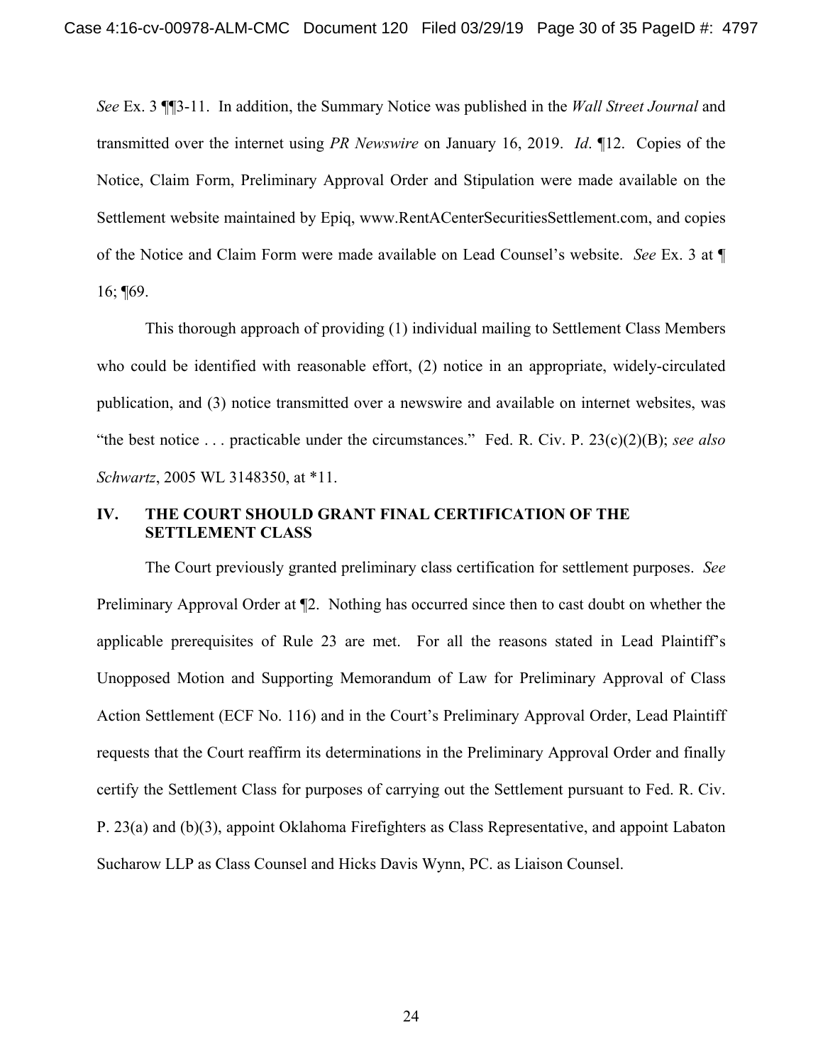*See* Ex. 3 ¶¶3-11. In addition, the Summary Notice was published in the *Wall Street Journal* and transmitted over the internet using *PR Newswire* on January 16, 2019. *Id*. ¶12. Copies of the Notice, Claim Form, Preliminary Approval Order and Stipulation were made available on the Settlement website maintained by Epiq, www.RentACenterSecuritiesSettlement.com, and copies of the Notice and Claim Form were made available on Lead Counsel's website. *See* Ex. 3 at ¶ 16; ¶69.

This thorough approach of providing (1) individual mailing to Settlement Class Members who could be identified with reasonable effort, (2) notice in an appropriate, widely-circulated publication, and (3) notice transmitted over a newswire and available on internet websites, was "the best notice . . . practicable under the circumstances." Fed. R. Civ. P. 23(c)(2)(B); *see also Schwartz*, 2005 WL 3148350, at *11.

## IV. THE COURT SHOULD GRANT FINAL CERTIFICATION OF THE SETTLEMENT CLASS

The Court previously granted preliminary class certification for settlement purposes. *See* Preliminary Approval Order at ¶2. Nothing has occurred since then to cast doubt on whether the applicable prerequisites of Rule 23 are met. For all the reasons stated in Lead Plaintiff's Unopposed Motion and Supporting Memorandum of Law for Preliminary Approval of Class Action Settlement (ECF No. 116) and in the Court's Preliminary Approval Order, Lead Plaintiff requests that the Court reaffirm its determinations in the Preliminary Approval Order and finally certify the Settlement Class for purposes of carrying out the Settlement pursuant to Fed. R. Civ. P. 23(a) and (b)(3), appoint Oklahoma Firefighters as Class Representative, and appoint Labaton Sucharow LLP as Class Counsel and Hicks Davis Wynn, PC. as Liaison Counsel.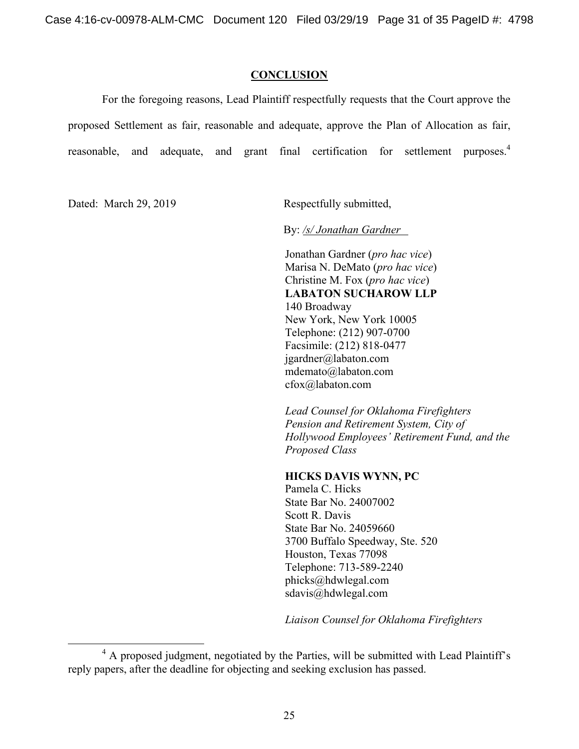## CONCLUSION

For the foregoing reasons, Lead Plaintiff respectfully requests that the Court approve the proposed Settlement as fair, reasonable and adequate, approve the Plan of Allocation as fair, reasonable, and adequate, and grant final certification for settlement purposes.[4]

Dated: March 29, 2019

Respectfully submitted,

By: */s/ Jonathan Gardner*

Jonathan Gardner (*pro hac vice*)
Marisa N. DeMato (*pro hac vice*)
Christine M. Fox (*pro hac vice*)
**LABATON SUCHAROW LLP**
140 Broadway
New York, New York 10005
Telephone: (212) 907-0700
Facsimile: (212) 818-0477
jgardner@labaton.com
mdemato@labaton.com
cfox@labaton.com

*Lead Counsel for Oklahoma Firefighters Pension and Retirement System, City of Hollywood Employees' Retirement Fund, and the Proposed Class*

**HICKS DAVIS WYNN, PC**
Pamela C. Hicks
State Bar No. 24007002
Scott R. Davis
State Bar No. 24059660
3700 Buffalo Speedway, Ste. 520
Houston, Texas 77098
Telephone: 713-589-2240
phicks@hdwlegal.com
sdavis@hdwlegal.com

*Liaison Counsel for Oklahoma Firefighters*

---

[4] A proposed judgment, negotiated by the Parties, will be submitted with Lead Plaintiff's reply papers, after the deadline for objecting and seeking exclusion has passed.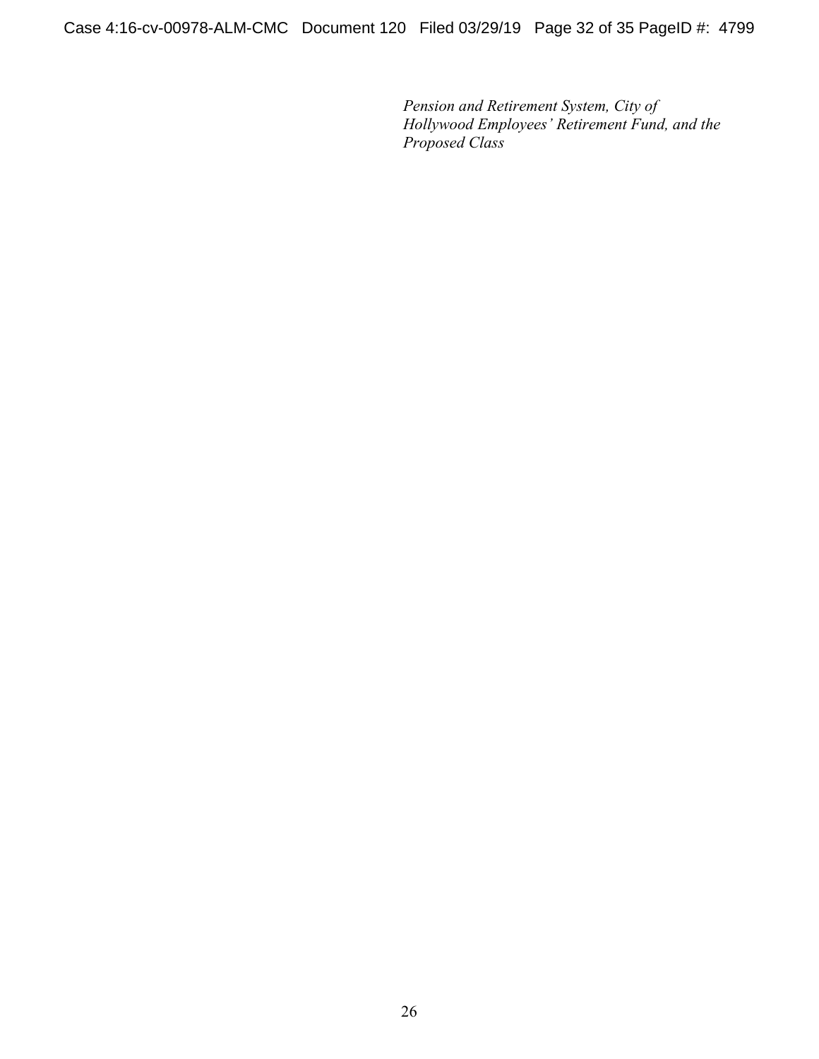*Pension and Retirement System, City of Hollywood Employees' Retirement Fund, and the Proposed Class*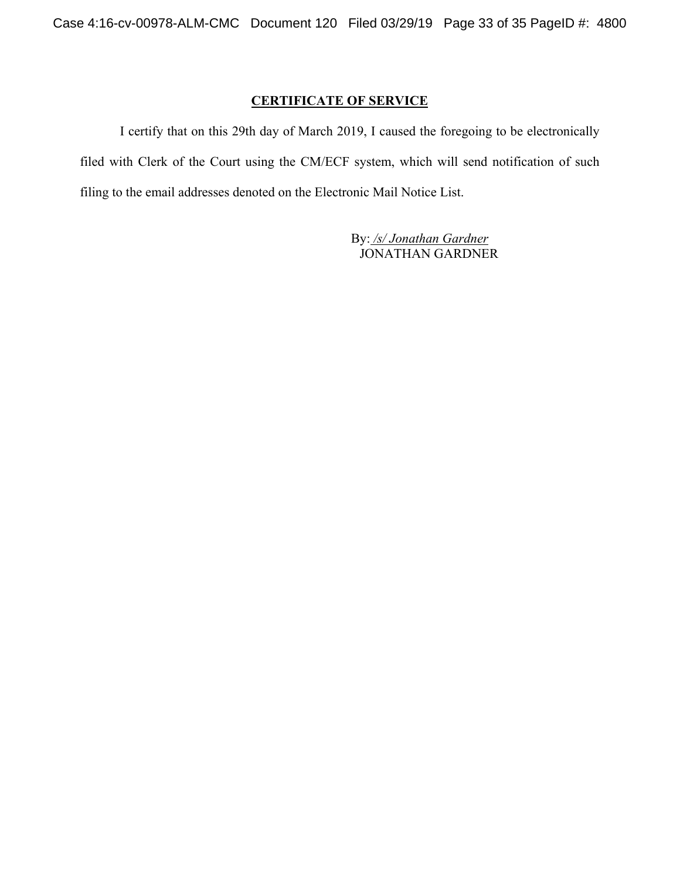## CERTIFICATE OF SERVICE

I certify that on this 29th day of March 2019, I caused the foregoing to be electronically filed with Clerk of the Court using the CM/ECF system, which will send notification of such filing to the email addresses denoted on the Electronic Mail Notice List.

By: */s/ Jonathan Gardner*
JONATHAN GARDNER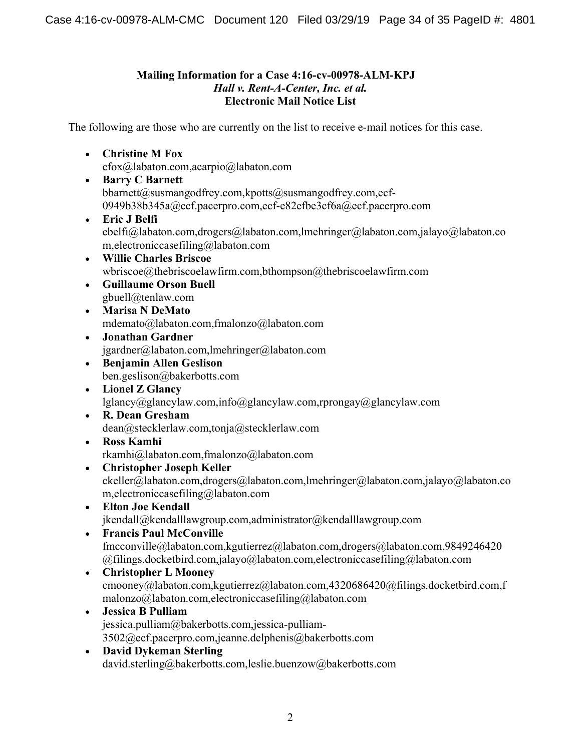**Mailing Information for a Case 4:16-cv-00978-ALM-KPJ**
***Hall v. Rent-A-Center, Inc. et al.***
**Electronic Mail Notice List**

The following are those who are currently on the list to receive e-mail notices for this case.

- **Christine M Fox**
  cfox@labaton.com,acarpio@labaton.com
- **Barry C Barnett**
  bbarnett@susmangodfrey.com,kpotts@susmangodfrey.com,ecf-0949b38b345a@ecf.pacerpro.com,ecf-e82efbe3cf6a@ecf.pacerpro.com
- **Eric J Belfi**
  ebelfi@labaton.com,drogers@labaton.com,lmehringer@labaton.com,jalayo@labaton.com,electroniccasefiling@labaton.com
- **Willie Charles Briscoe**
  wbriscoe@thebriscoelawfirm.com,bthompson@thebriscoelawfirm.com
- **Guillaume Orson Buell**
  gbuell@tenlaw.com
- **Marisa N DeMato**
  mdemato@labaton.com,fmalonzo@labaton.com
- **Jonathan Gardner**
  jgardner@labaton.com,lmehringer@labaton.com
- **Benjamin Allen Geslison**
  ben.geslison@bakerbotts.com
- **Lionel Z Glancy**
  lglancy@glancylaw.com,info@glancylaw.com,rprongay@glancylaw.com
- **R. Dean Gresham**
  dean@stecklerlaw.com,tonja@stecklerlaw.com
- **Ross Kamhi**
  rkamhi@labaton.com,fmalonzo@labaton.com
- **Christopher Joseph Keller**
  ckeller@labaton.com,drogers@labaton.com,lmehringer@labaton.com,jalayo@labaton.com,electroniccasefiling@labaton.com
- **Elton Joe Kendall**
  jkendall@kendalllawgroup.com,administrator@kendalllawgroup.com
- **Francis Paul McConville**
  fmcconville@labaton.com,kgutierrez@labaton.com,drogers@labaton.com,9849246420@filings.docketbird.com,jalayo@labaton.com,electroniccasefiling@labaton.com
- **Christopher L Mooney**
  cmooney@labaton.com,kgutierrez@labaton.com,4320686420@filings.docketbird.com,fmalonzo@labaton.com,electroniccasefiling@labaton.com
- **Jessica B Pulliam**
  jessica.pulliam@bakerbotts.com,jessica-pulliam-3502@ecf.pacerpro.com,jeanne.delphenis@bakerbotts.com
- **David Dykeman Sterling**
  david.sterling@bakerbotts.com,leslie.buenzow@bakerbotts.com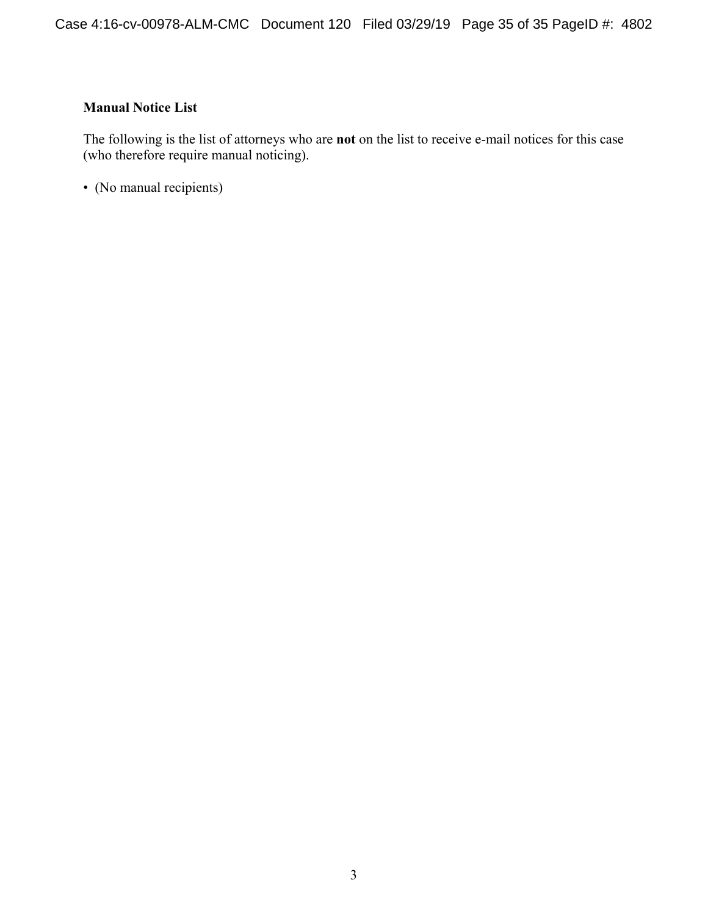**Manual Notice List**

The following is the list of attorneys who are **not** on the list to receive e-mail notices for this case (who therefore require manual noticing).

- (No manual recipients)